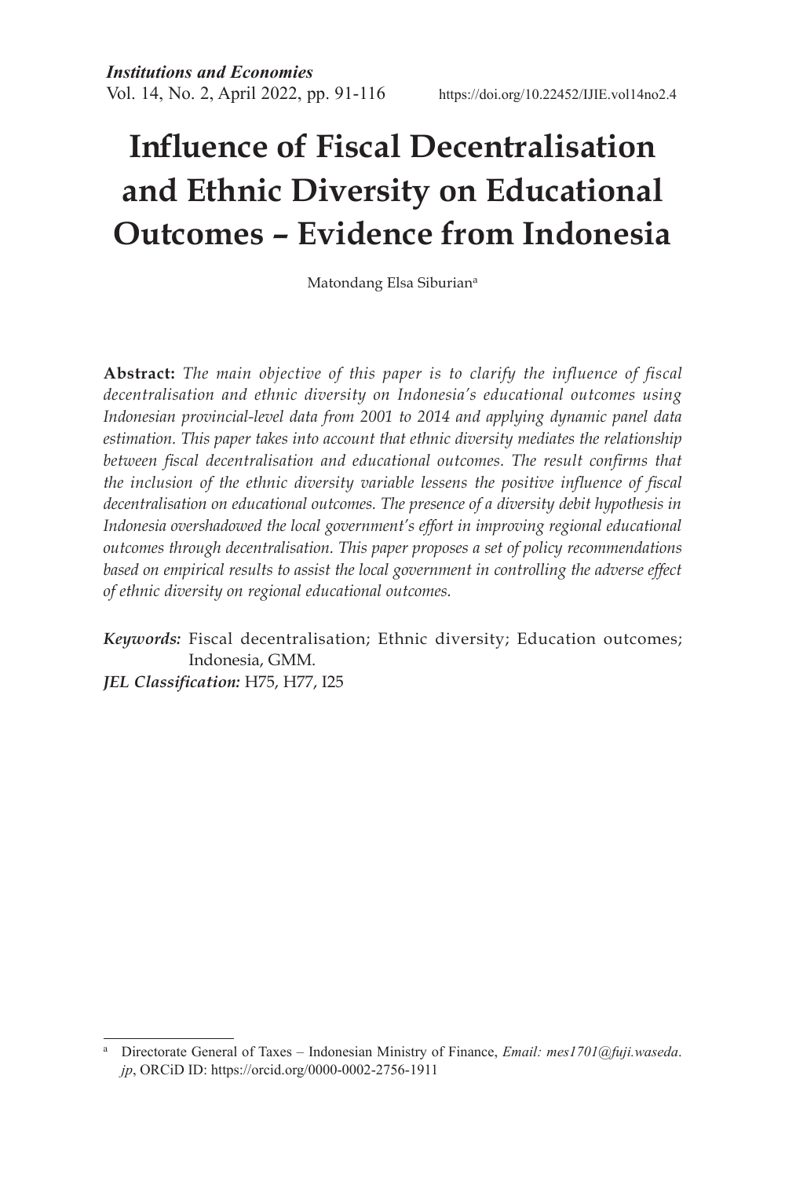# Influence of Fiscal Decentralisation and Ethnic Diversity on Educational Outcomes – Evidence from Indonesia

Matondang Elsa Siburian[a]

**Abstract:** *The main objective of this paper is to clarify the influence of fiscal decentralisation and ethnic diversity on Indonesia's educational outcomes using Indonesian provincial-level data from 2001 to 2014 and applying dynamic panel data estimation. This paper takes into account that ethnic diversity mediates the relationship between fiscal decentralisation and educational outcomes. The result confirms that the inclusion of the ethnic diversity variable lessens the positive influence of fiscal decentralisation on educational outcomes. The presence of a diversity debit hypothesis in Indonesia overshadowed the local government's effort in improving regional educational outcomes through decentralisation. This paper proposes a set of policy recommendations based on empirical results to assist the local government in controlling the adverse effect of ethnic diversity on regional educational outcomes.*

***Keywords:*** Fiscal decentralisation; Ethnic diversity; Education outcomes; Indonesia, GMM.

***JEL Classification:*** H75, H77, I25

---

[a] Directorate General of Taxes – Indonesian Ministry of Finance, *Email: mes1701@fuji.waseda.jp*, ORCiD ID: https://orcid.org/0000-0002-2756-1911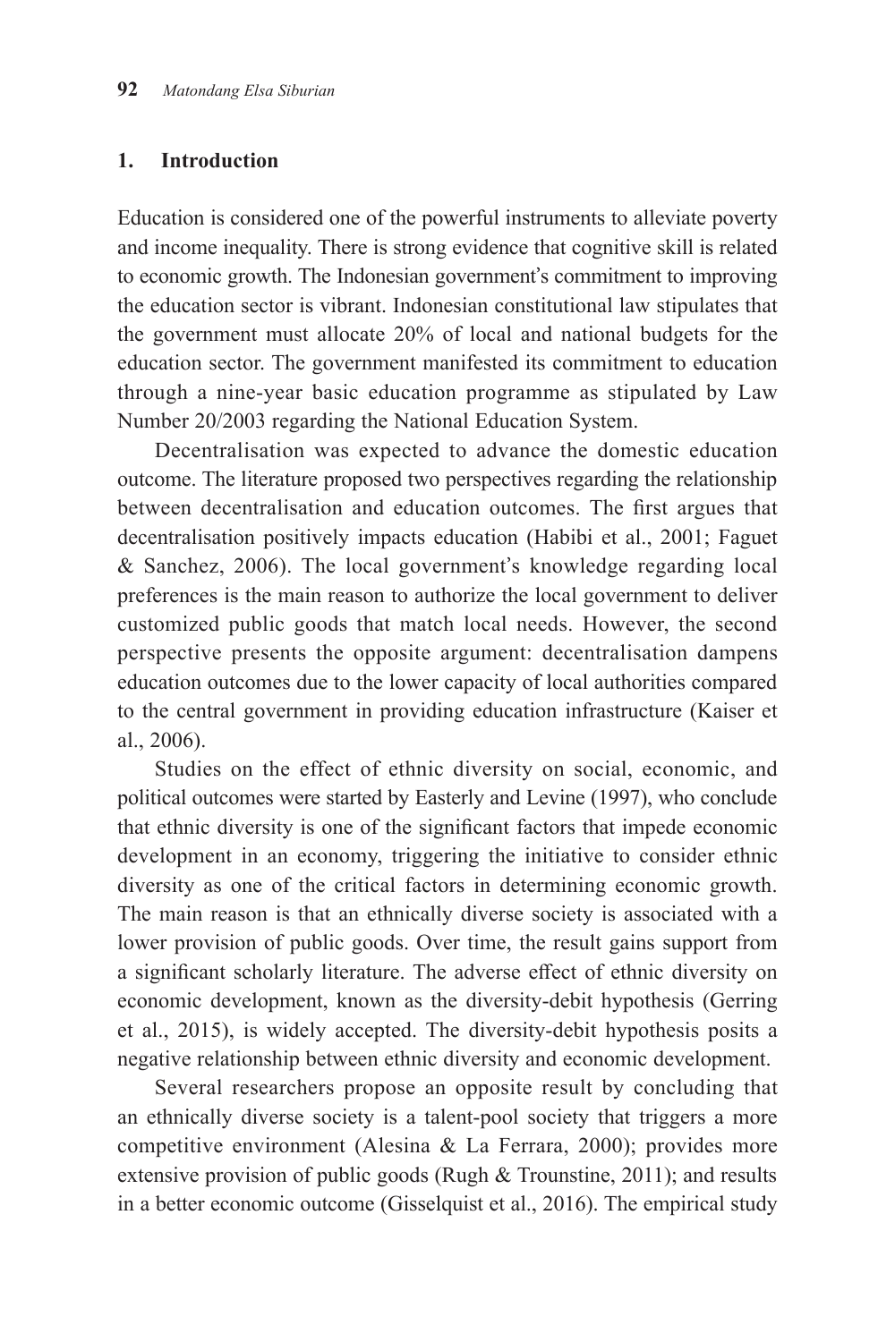## 1. Introduction

Education is considered one of the powerful instruments to alleviate poverty and income inequality. There is strong evidence that cognitive skill is related to economic growth. The Indonesian government's commitment to improving the education sector is vibrant. Indonesian constitutional law stipulates that the government must allocate 20% of local and national budgets for the education sector. The government manifested its commitment to education through a nine-year basic education programme as stipulated by Law Number 20/2003 regarding the National Education System.

Decentralisation was expected to advance the domestic education outcome. The literature proposed two perspectives regarding the relationship between decentralisation and education outcomes. The first argues that decentralisation positively impacts education (Habibi et al., 2001; Faguet & Sanchez, 2006). The local government's knowledge regarding local preferences is the main reason to authorize the local government to deliver customized public goods that match local needs. However, the second perspective presents the opposite argument: decentralisation dampens education outcomes due to the lower capacity of local authorities compared to the central government in providing education infrastructure (Kaiser et al., 2006).

Studies on the effect of ethnic diversity on social, economic, and political outcomes were started by Easterly and Levine (1997), who conclude that ethnic diversity is one of the significant factors that impede economic development in an economy, triggering the initiative to consider ethnic diversity as one of the critical factors in determining economic growth. The main reason is that an ethnically diverse society is associated with a lower provision of public goods. Over time, the result gains support from a significant scholarly literature. The adverse effect of ethnic diversity on economic development, known as the diversity-debit hypothesis (Gerring et al., 2015), is widely accepted. The diversity-debit hypothesis posits a negative relationship between ethnic diversity and economic development.

Several researchers propose an opposite result by concluding that an ethnically diverse society is a talent-pool society that triggers a more competitive environment (Alesina & La Ferrara, 2000); provides more extensive provision of public goods (Rugh & Trounstine, 2011); and results in a better economic outcome (Gisselquist et al., 2016). The empirical study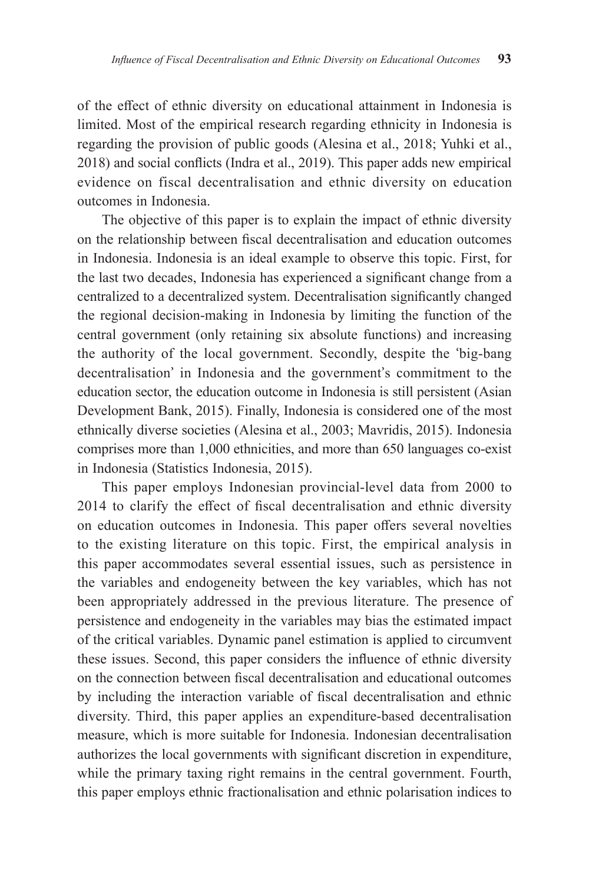of the effect of ethnic diversity on educational attainment in Indonesia is limited. Most of the empirical research regarding ethnicity in Indonesia is regarding the provision of public goods (Alesina et al., 2018; Yuhki et al., 2018) and social conflicts (Indra et al., 2019). This paper adds new empirical evidence on fiscal decentralisation and ethnic diversity on education outcomes in Indonesia.

The objective of this paper is to explain the impact of ethnic diversity on the relationship between fiscal decentralisation and education outcomes in Indonesia. Indonesia is an ideal example to observe this topic. First, for the last two decades, Indonesia has experienced a significant change from a centralized to a decentralized system. Decentralisation significantly changed the regional decision-making in Indonesia by limiting the function of the central government (only retaining six absolute functions) and increasing the authority of the local government. Secondly, despite the 'big-bang decentralisation' in Indonesia and the government's commitment to the education sector, the education outcome in Indonesia is still persistent (Asian Development Bank, 2015). Finally, Indonesia is considered one of the most ethnically diverse societies (Alesina et al., 2003; Mavridis, 2015). Indonesia comprises more than 1,000 ethnicities, and more than 650 languages co-exist in Indonesia (Statistics Indonesia, 2015).

This paper employs Indonesian provincial-level data from 2000 to 2014 to clarify the effect of fiscal decentralisation and ethnic diversity on education outcomes in Indonesia. This paper offers several novelties to the existing literature on this topic. First, the empirical analysis in this paper accommodates several essential issues, such as persistence in the variables and endogeneity between the key variables, which has not been appropriately addressed in the previous literature. The presence of persistence and endogeneity in the variables may bias the estimated impact of the critical variables. Dynamic panel estimation is applied to circumvent these issues. Second, this paper considers the influence of ethnic diversity on the connection between fiscal decentralisation and educational outcomes by including the interaction variable of fiscal decentralisation and ethnic diversity. Third, this paper applies an expenditure-based decentralisation measure, which is more suitable for Indonesia. Indonesian decentralisation authorizes the local governments with significant discretion in expenditure, while the primary taxing right remains in the central government. Fourth, this paper employs ethnic fractionalisation and ethnic polarisation indices to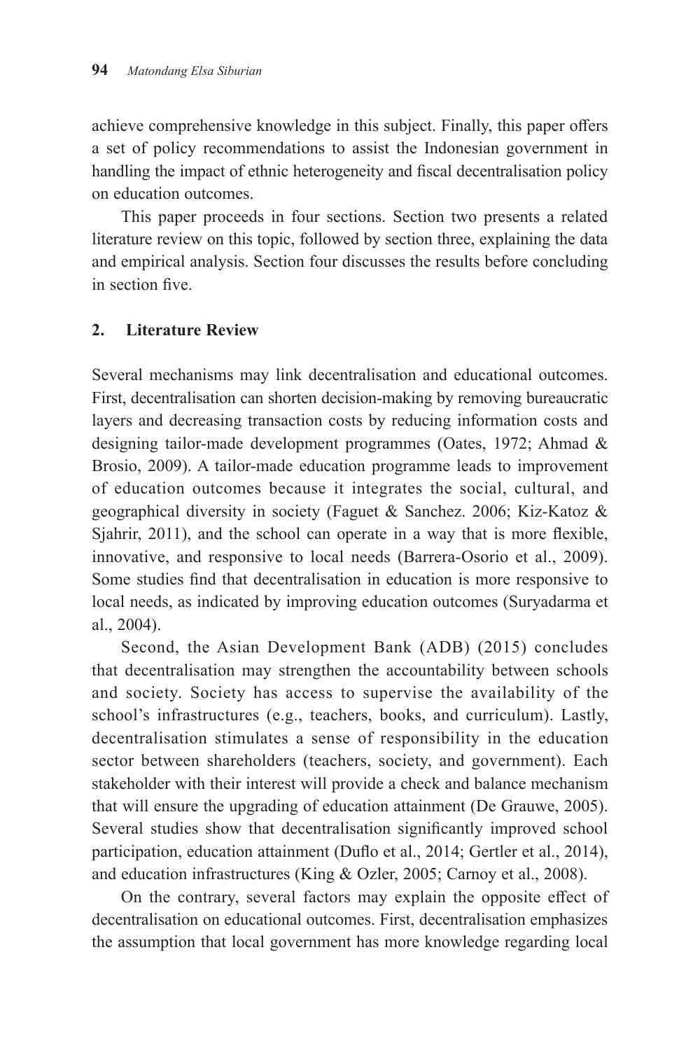achieve comprehensive knowledge in this subject. Finally, this paper offers a set of policy recommendations to assist the Indonesian government in handling the impact of ethnic heterogeneity and fiscal decentralisation policy on education outcomes.

This paper proceeds in four sections. Section two presents a related literature review on this topic, followed by section three, explaining the data and empirical analysis. Section four discusses the results before concluding in section five.

## 2. Literature Review

Several mechanisms may link decentralisation and educational outcomes. First, decentralisation can shorten decision-making by removing bureaucratic layers and decreasing transaction costs by reducing information costs and designing tailor-made development programmes (Oates, 1972; Ahmad & Brosio, 2009). A tailor-made education programme leads to improvement of education outcomes because it integrates the social, cultural, and geographical diversity in society (Faguet & Sanchez. 2006; Kiz-Katoz & Sjahrir, 2011), and the school can operate in a way that is more flexible, innovative, and responsive to local needs (Barrera-Osorio et al., 2009). Some studies find that decentralisation in education is more responsive to local needs, as indicated by improving education outcomes (Suryadarma et al., 2004).

Second, the Asian Development Bank (ADB) (2015) concludes that decentralisation may strengthen the accountability between schools and society. Society has access to supervise the availability of the school's infrastructures (e.g., teachers, books, and curriculum). Lastly, decentralisation stimulates a sense of responsibility in the education sector between shareholders (teachers, society, and government). Each stakeholder with their interest will provide a check and balance mechanism that will ensure the upgrading of education attainment (De Grauwe, 2005). Several studies show that decentralisation significantly improved school participation, education attainment (Duflo et al., 2014; Gertler et al., 2014), and education infrastructures (King & Ozler, 2005; Carnoy et al., 2008).

On the contrary, several factors may explain the opposite effect of decentralisation on educational outcomes. First, decentralisation emphasizes the assumption that local government has more knowledge regarding local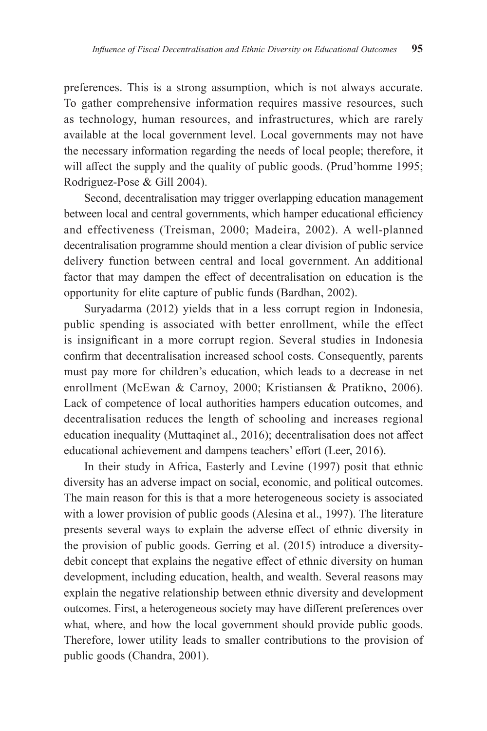preferences. This is a strong assumption, which is not always accurate. To gather comprehensive information requires massive resources, such as technology, human resources, and infrastructures, which are rarely available at the local government level. Local governments may not have the necessary information regarding the needs of local people; therefore, it will affect the supply and the quality of public goods. (Prud'homme 1995; Rodriguez-Pose & Gill 2004).

Second, decentralisation may trigger overlapping education management between local and central governments, which hamper educational efficiency and effectiveness (Treisman, 2000; Madeira, 2002). A well-planned decentralisation programme should mention a clear division of public service delivery function between central and local government. An additional factor that may dampen the effect of decentralisation on education is the opportunity for elite capture of public funds (Bardhan, 2002).

Suryadarma (2012) yields that in a less corrupt region in Indonesia, public spending is associated with better enrollment, while the effect is insignificant in a more corrupt region. Several studies in Indonesia confirm that decentralisation increased school costs. Consequently, parents must pay more for children's education, which leads to a decrease in net enrollment (McEwan & Carnoy, 2000; Kristiansen & Pratikno, 2006). Lack of competence of local authorities hampers education outcomes, and decentralisation reduces the length of schooling and increases regional education inequality (Muttaqinet al., 2016); decentralisation does not affect educational achievement and dampens teachers' effort (Leer, 2016).

In their study in Africa, Easterly and Levine (1997) posit that ethnic diversity has an adverse impact on social, economic, and political outcomes. The main reason for this is that a more heterogeneous society is associated with a lower provision of public goods (Alesina et al., 1997). The literature presents several ways to explain the adverse effect of ethnic diversity in the provision of public goods. Gerring et al. (2015) introduce a diversity-debit concept that explains the negative effect of ethnic diversity on human development, including education, health, and wealth. Several reasons may explain the negative relationship between ethnic diversity and development outcomes. First, a heterogeneous society may have different preferences over what, where, and how the local government should provide public goods. Therefore, lower utility leads to smaller contributions to the provision of public goods (Chandra, 2001).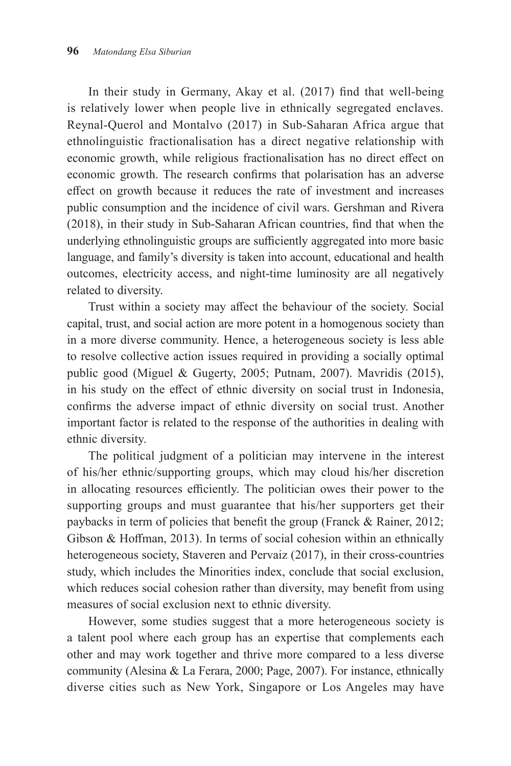In their study in Germany, Akay et al. (2017) find that well-being is relatively lower when people live in ethnically segregated enclaves. Reynal-Querol and Montalvo (2017) in Sub-Saharan Africa argue that ethnolinguistic fractionalisation has a direct negative relationship with economic growth, while religious fractionalisation has no direct effect on economic growth. The research confirms that polarisation has an adverse effect on growth because it reduces the rate of investment and increases public consumption and the incidence of civil wars. Gershman and Rivera (2018), in their study in Sub-Saharan African countries, find that when the underlying ethnolinguistic groups are sufficiently aggregated into more basic language, and family's diversity is taken into account, educational and health outcomes, electricity access, and night-time luminosity are all negatively related to diversity.

Trust within a society may affect the behaviour of the society. Social capital, trust, and social action are more potent in a homogenous society than in a more diverse community. Hence, a heterogeneous society is less able to resolve collective action issues required in providing a socially optimal public good (Miguel & Gugerty, 2005; Putnam, 2007). Mavridis (2015), in his study on the effect of ethnic diversity on social trust in Indonesia, confirms the adverse impact of ethnic diversity on social trust. Another important factor is related to the response of the authorities in dealing with ethnic diversity.

The political judgment of a politician may intervene in the interest of his/her ethnic/supporting groups, which may cloud his/her discretion in allocating resources efficiently. The politician owes their power to the supporting groups and must guarantee that his/her supporters get their paybacks in term of policies that benefit the group (Franck & Rainer, 2012; Gibson & Hoffman, 2013). In terms of social cohesion within an ethnically heterogeneous society, Staveren and Pervaiz (2017), in their cross-countries study, which includes the Minorities index, conclude that social exclusion, which reduces social cohesion rather than diversity, may benefit from using measures of social exclusion next to ethnic diversity.

However, some studies suggest that a more heterogeneous society is a talent pool where each group has an expertise that complements each other and may work together and thrive more compared to a less diverse community (Alesina & La Ferara, 2000; Page, 2007). For instance, ethnically diverse cities such as New York, Singapore or Los Angeles may have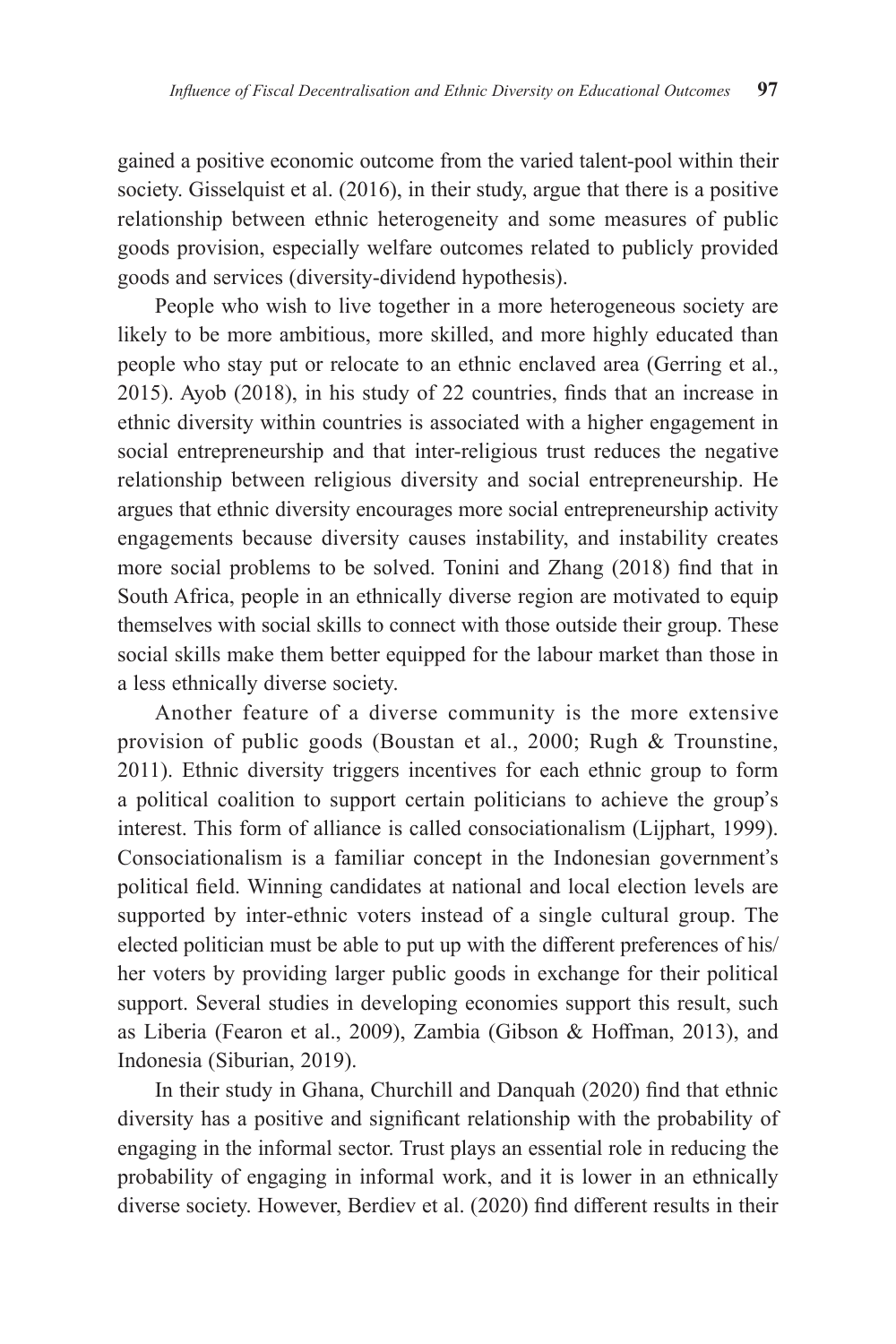gained a positive economic outcome from the varied talent-pool within their society. Gisselquist et al. (2016), in their study, argue that there is a positive relationship between ethnic heterogeneity and some measures of public goods provision, especially welfare outcomes related to publicly provided goods and services (diversity-dividend hypothesis).

People who wish to live together in a more heterogeneous society are likely to be more ambitious, more skilled, and more highly educated than people who stay put or relocate to an ethnic enclaved area (Gerring et al., 2015). Ayob (2018), in his study of 22 countries, finds that an increase in ethnic diversity within countries is associated with a higher engagement in social entrepreneurship and that inter-religious trust reduces the negative relationship between religious diversity and social entrepreneurship. He argues that ethnic diversity encourages more social entrepreneurship activity engagements because diversity causes instability, and instability creates more social problems to be solved. Tonini and Zhang (2018) find that in South Africa, people in an ethnically diverse region are motivated to equip themselves with social skills to connect with those outside their group. These social skills make them better equipped for the labour market than those in a less ethnically diverse society.

Another feature of a diverse community is the more extensive provision of public goods (Boustan et al., 2000; Rugh & Trounstine, 2011). Ethnic diversity triggers incentives for each ethnic group to form a political coalition to support certain politicians to achieve the group's interest. This form of alliance is called consociationalism (Lijphart, 1999). Consociationalism is a familiar concept in the Indonesian government's political field. Winning candidates at national and local election levels are supported by inter-ethnic voters instead of a single cultural group. The elected politician must be able to put up with the different preferences of his/her voters by providing larger public goods in exchange for their political support. Several studies in developing economies support this result, such as Liberia (Fearon et al., 2009), Zambia (Gibson & Hoffman, 2013), and Indonesia (Siburian, 2019).

In their study in Ghana, Churchill and Danquah (2020) find that ethnic diversity has a positive and significant relationship with the probability of engaging in the informal sector. Trust plays an essential role in reducing the probability of engaging in informal work, and it is lower in an ethnically diverse society. However, Berdiev et al. (2020) find different results in their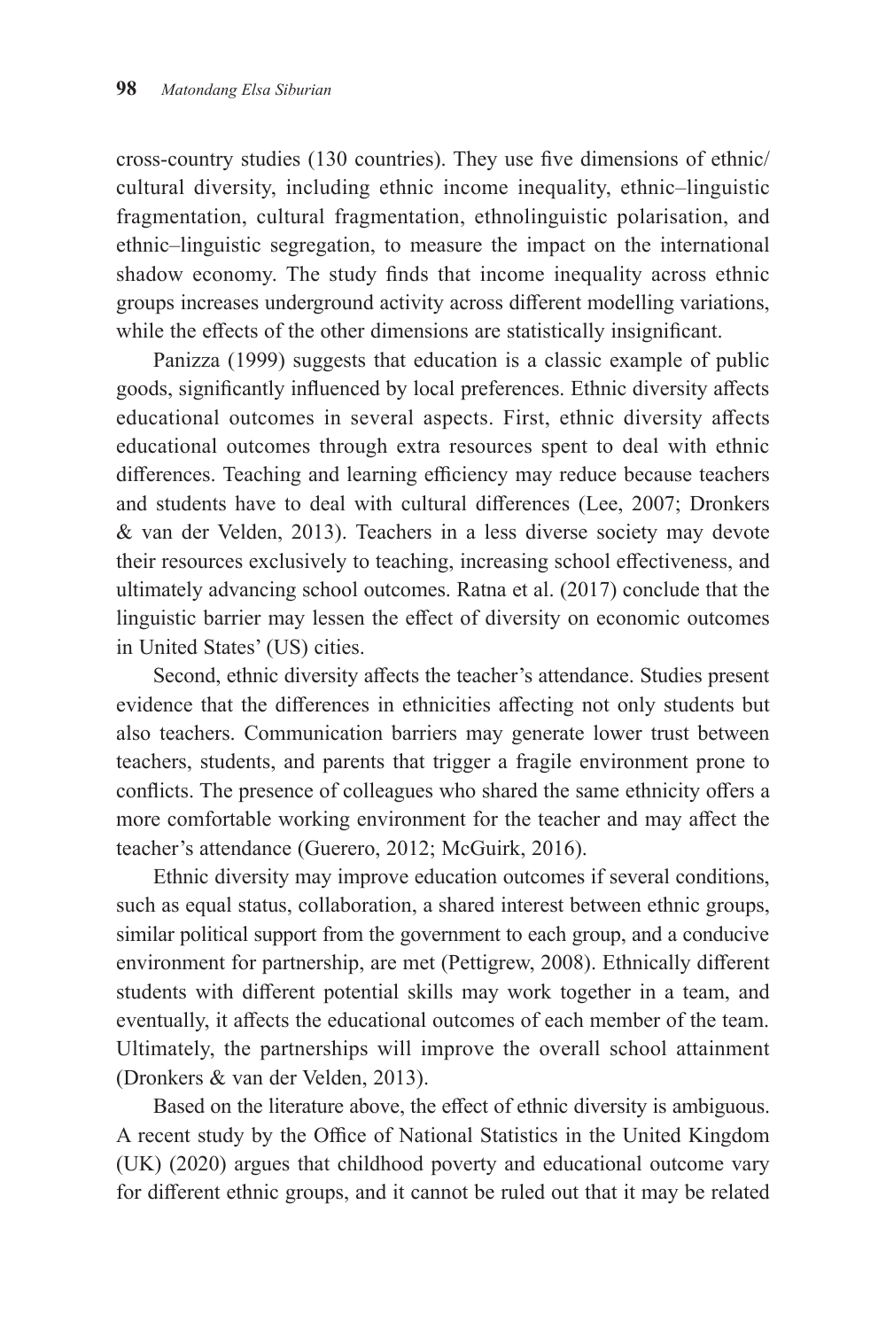cross-country studies (130 countries). They use five dimensions of ethnic/cultural diversity, including ethnic income inequality, ethnic–linguistic fragmentation, cultural fragmentation, ethnolinguistic polarisation, and ethnic–linguistic segregation, to measure the impact on the international shadow economy. The study finds that income inequality across ethnic groups increases underground activity across different modelling variations, while the effects of the other dimensions are statistically insignificant.

Panizza (1999) suggests that education is a classic example of public goods, significantly influenced by local preferences. Ethnic diversity affects educational outcomes in several aspects. First, ethnic diversity affects educational outcomes through extra resources spent to deal with ethnic differences. Teaching and learning efficiency may reduce because teachers and students have to deal with cultural differences (Lee, 2007; Dronkers & van der Velden, 2013). Teachers in a less diverse society may devote their resources exclusively to teaching, increasing school effectiveness, and ultimately advancing school outcomes. Ratna et al. (2017) conclude that the linguistic barrier may lessen the effect of diversity on economic outcomes in United States' (US) cities.

Second, ethnic diversity affects the teacher's attendance. Studies present evidence that the differences in ethnicities affecting not only students but also teachers. Communication barriers may generate lower trust between teachers, students, and parents that trigger a fragile environment prone to conflicts. The presence of colleagues who shared the same ethnicity offers a more comfortable working environment for the teacher and may affect the teacher's attendance (Guerero, 2012; McGuirk, 2016).

Ethnic diversity may improve education outcomes if several conditions, such as equal status, collaboration, a shared interest between ethnic groups, similar political support from the government to each group, and a conducive environment for partnership, are met (Pettigrew, 2008). Ethnically different students with different potential skills may work together in a team, and eventually, it affects the educational outcomes of each member of the team. Ultimately, the partnerships will improve the overall school attainment (Dronkers & van der Velden, 2013).

Based on the literature above, the effect of ethnic diversity is ambiguous. A recent study by the Office of National Statistics in the United Kingdom (UK) (2020) argues that childhood poverty and educational outcome vary for different ethnic groups, and it cannot be ruled out that it may be related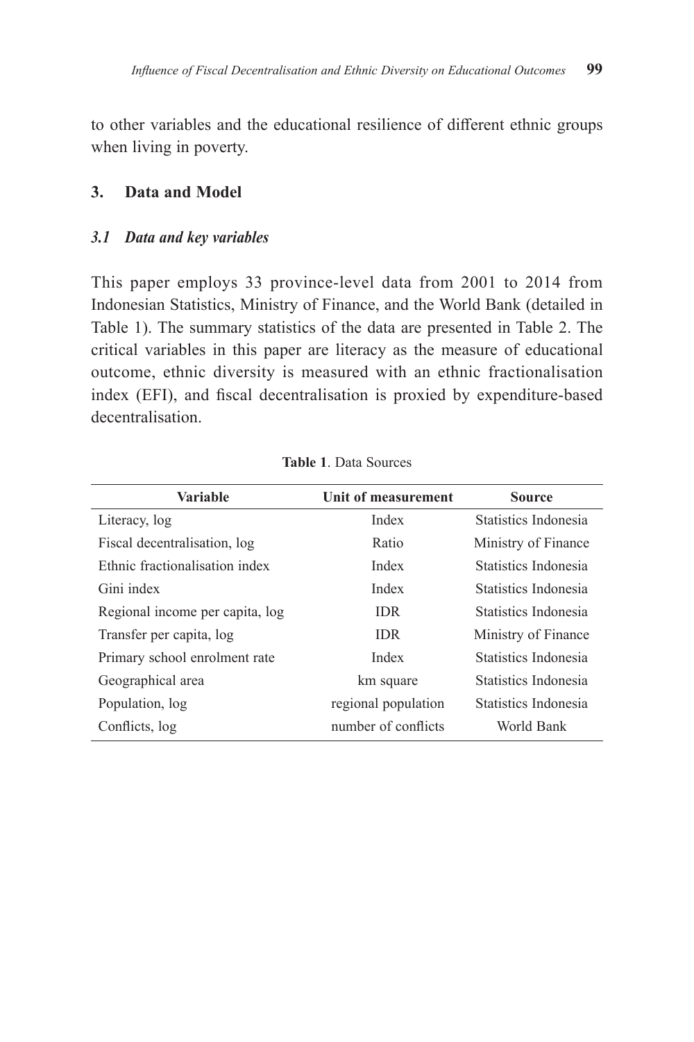to other variables and the educational resilience of different ethnic groups when living in poverty.

## 3. Data and Model

### *3.1 Data and key variables*

This paper employs 33 province-level data from 2001 to 2014 from Indonesian Statistics, Ministry of Finance, and the World Bank (detailed in Table 1). The summary statistics of the data are presented in Table 2. The critical variables in this paper are literacy as the measure of educational outcome, ethnic diversity is measured with an ethnic fractionalisation index (EFI), and fiscal decentralisation is proxied by expenditure-based decentralisation.

**Table 1**. Data Sources

| Variable | Unit of measurement | Source |
|---|---|---|
| Literacy, log | Index | Statistics Indonesia |
| Fiscal decentralisation, log | Ratio | Ministry of Finance |
| Ethnic fractionalisation index | Index | Statistics Indonesia |
| Gini index | Index | Statistics Indonesia |
| Regional income per capita, log | IDR | Statistics Indonesia |
| Transfer per capita, log | IDR | Ministry of Finance |
| Primary school enrolment rate | Index | Statistics Indonesia |
| Geographical area | km square | Statistics Indonesia |
| Population, log | regional population | Statistics Indonesia |
| Conflicts, log | number of conflicts | World Bank |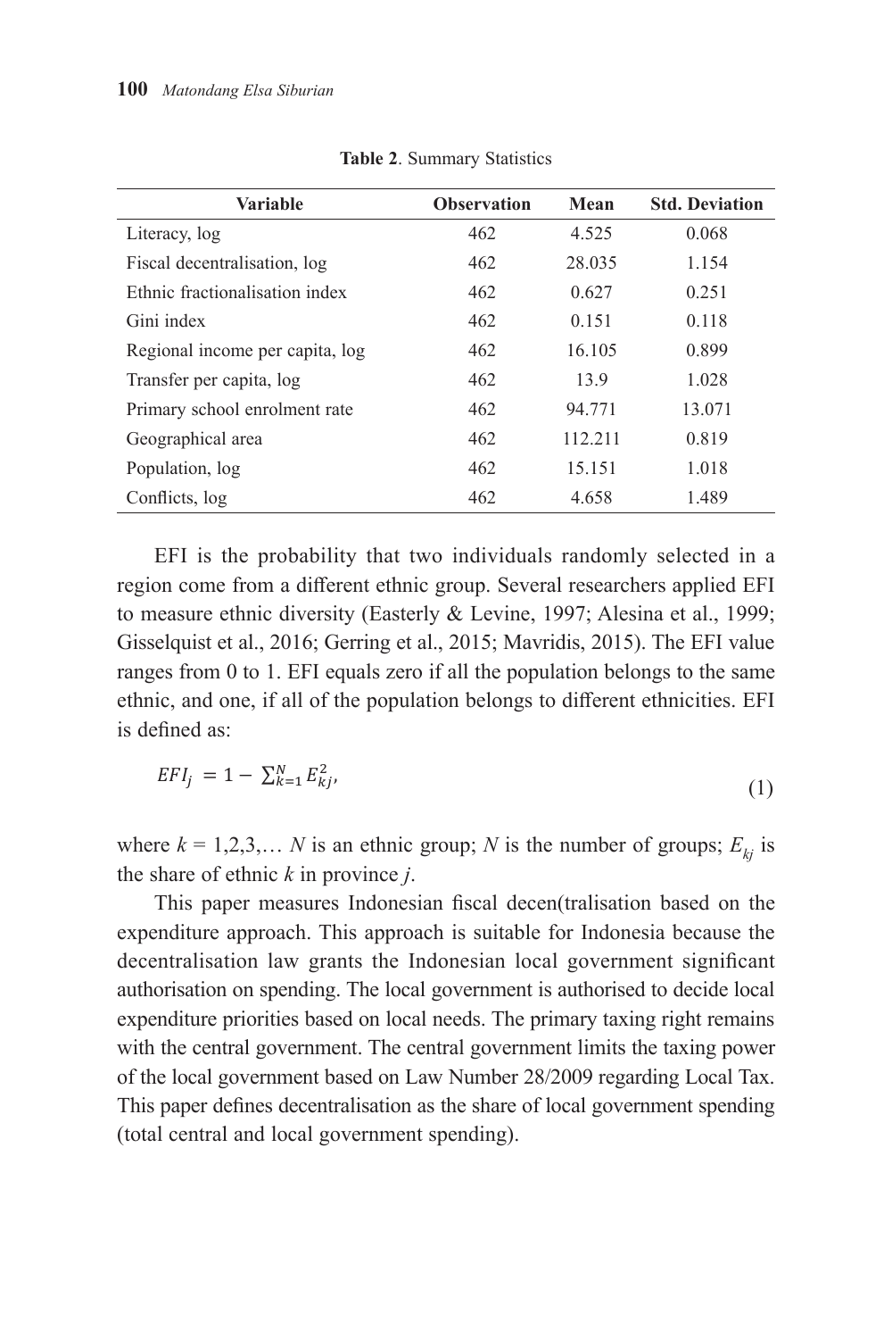**Table 2**. Summary Statistics

| Variable | Observation | Mean | Std. Deviation |
|---|---|---|---|
| Literacy, log | 462 | 4.525 | 0.068 |
| Fiscal decentralisation, log | 462 | 28.035 | 1.154 |
| Ethnic fractionalisation index | 462 | 0.627 | 0.251 |
| Gini index | 462 | 0.151 | 0.118 |
| Regional income per capita, log | 462 | 16.105 | 0.899 |
| Transfer per capita, log | 462 | 13.9 | 1.028 |
| Primary school enrolment rate | 462 | 94.771 | 13.071 |
| Geographical area | 462 | 112.211 | 0.819 |
| Population, log | 462 | 15.151 | 1.018 |
| Conflicts, log | 462 | 4.658 | 1.489 |

EFI is the probability that two individuals randomly selected in a region come from a different ethnic group. Several researchers applied EFI to measure ethnic diversity (Easterly & Levine, 1997; Alesina et al., 1999; Gisselquist et al., 2016; Gerring et al., 2015; Mavridis, 2015). The EFI value ranges from 0 to 1. EFI equals zero if all the population belongs to the same ethnic, and one, if all of the population belongs to different ethnicities. EFI is defined as:

$$EFI_j = 1 - \sum_{k=1}^{N} E_{kj}^2, \tag{1}$$

where $k = 1,2,3,\ldots N$ is an ethnic group; $N$ is the number of groups; $E_{kj}$ is the share of ethnic $k$ in province $j$.

This paper measures Indonesian fiscal decen(tralisation based on the expenditure approach. This approach is suitable for Indonesia because the decentralisation law grants the Indonesian local government significant authorisation on spending. The local government is authorised to decide local expenditure priorities based on local needs. The primary taxing right remains with the central government. The central government limits the taxing power of the local government based on Law Number 28/2009 regarding Local Tax. This paper defines decentralisation as the share of local government spending (total central and local government spending).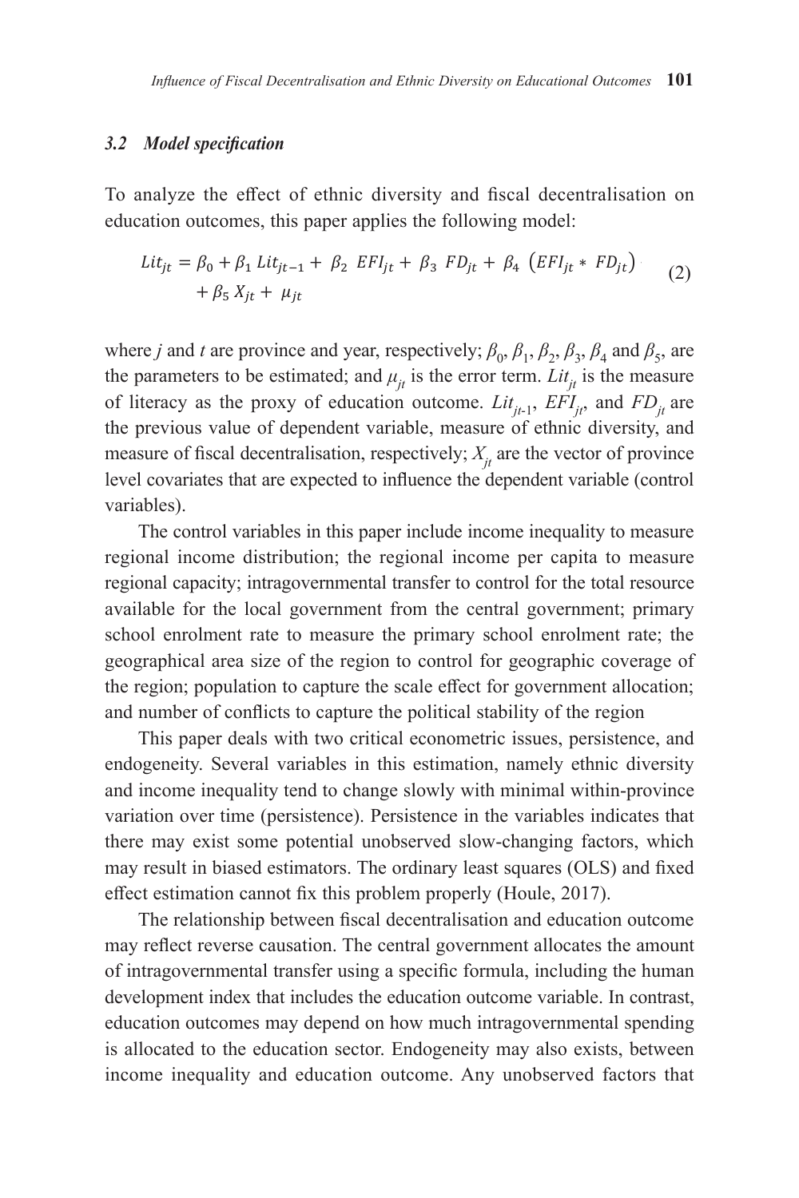### *3.2 Model specification*

To analyze the effect of ethnic diversity and fiscal decentralisation on education outcomes, this paper applies the following model:

$$Lit_{jt} = \beta_0 + \beta_1\, Lit_{jt-1} + \beta_2\, EFI_{jt} + \beta_3\, FD_{jt} + \beta_4\, (EFI_{jt} * FD_{jt}) + \beta_5\, X_{jt} + \mu_{jt} \quad (2)$$

where $j$ and $t$ are province and year, respectively; $\beta_0$, $\beta_1$, $\beta_2$, $\beta_3$, $\beta_4$ and $\beta_5$, are the parameters to be estimated; and $\mu_{jt}$ is the error term. $Lit_{jt}$ is the measure of literacy as the proxy of education outcome. $Lit_{jt-1}$, $EFI_{jt}$, and $FD_{jt}$ are the previous value of dependent variable, measure of ethnic diversity, and measure of fiscal decentralisation, respectively; $X_{jt}$ are the vector of province level covariates that are expected to influence the dependent variable (control variables).

The control variables in this paper include income inequality to measure regional income distribution; the regional income per capita to measure regional capacity; intragovernmental transfer to control for the total resource available for the local government from the central government; primary school enrolment rate to measure the primary school enrolment rate; the geographical area size of the region to control for geographic coverage of the region; population to capture the scale effect for government allocation; and number of conflicts to capture the political stability of the region

This paper deals with two critical econometric issues, persistence, and endogeneity. Several variables in this estimation, namely ethnic diversity and income inequality tend to change slowly with minimal within-province variation over time (persistence). Persistence in the variables indicates that there may exist some potential unobserved slow-changing factors, which may result in biased estimators. The ordinary least squares (OLS) and fixed effect estimation cannot fix this problem properly (Houle, 2017).

The relationship between fiscal decentralisation and education outcome may reflect reverse causation. The central government allocates the amount of intragovernmental transfer using a specific formula, including the human development index that includes the education outcome variable. In contrast, education outcomes may depend on how much intragovernmental spending is allocated to the education sector. Endogeneity may also exists, between income inequality and education outcome. Any unobserved factors that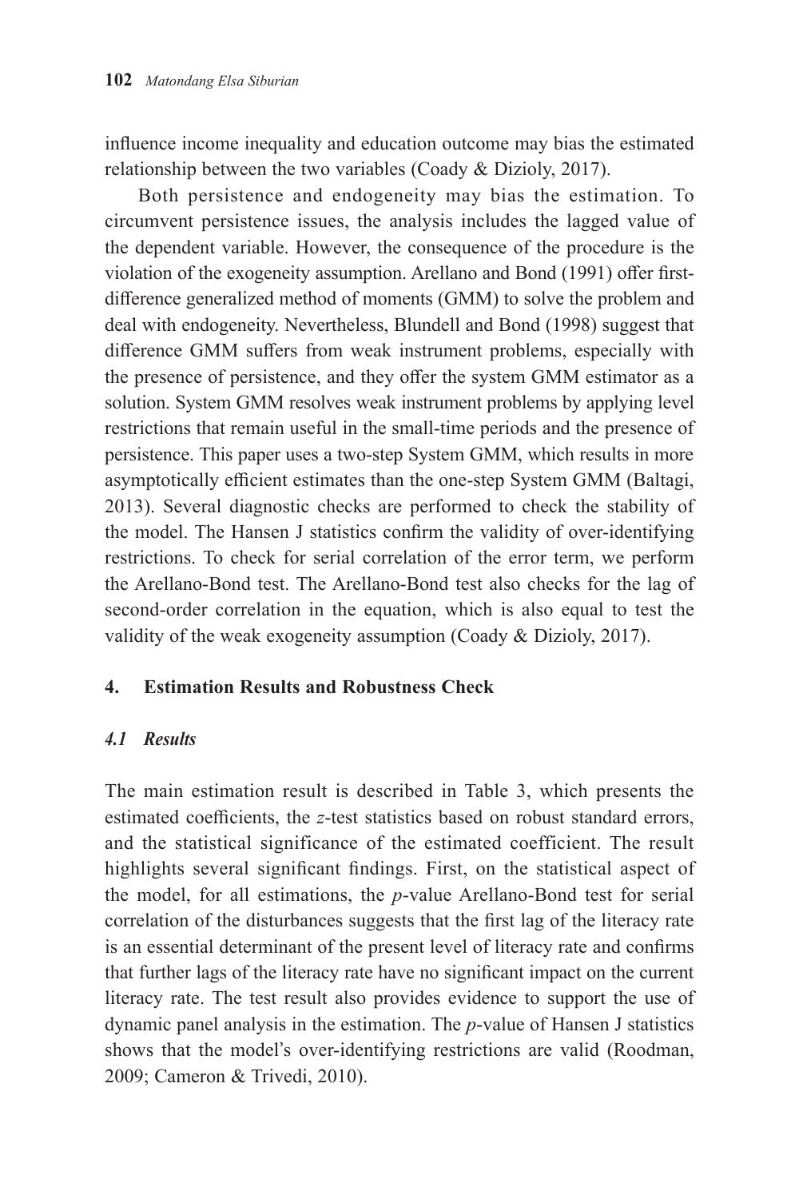influence income inequality and education outcome may bias the estimated relationship between the two variables (Coady & Dizioly, 2017).

Both persistence and endogeneity may bias the estimation. To circumvent persistence issues, the analysis includes the lagged value of the dependent variable. However, the consequence of the procedure is the violation of the exogeneity assumption. Arellano and Bond (1991) offer first-difference generalized method of moments (GMM) to solve the problem and deal with endogeneity. Nevertheless, Blundell and Bond (1998) suggest that difference GMM suffers from weak instrument problems, especially with the presence of persistence, and they offer the system GMM estimator as a solution. System GMM resolves weak instrument problems by applying level restrictions that remain useful in the small-time periods and the presence of persistence. This paper uses a two-step System GMM, which results in more asymptotically efficient estimates than the one-step System GMM (Baltagi, 2013). Several diagnostic checks are performed to check the stability of the model. The Hansen J statistics confirm the validity of over-identifying restrictions. To check for serial correlation of the error term, we perform the Arellano-Bond test. The Arellano-Bond test also checks for the lag of second-order correlation in the equation, which is also equal to test the validity of the weak exogeneity assumption (Coady & Dizioly, 2017).

## 4. Estimation Results and Robustness Check

### *4.1 Results*

The main estimation result is described in Table 3, which presents the estimated coefficients, the *z*-test statistics based on robust standard errors, and the statistical significance of the estimated coefficient. The result highlights several significant findings. First, on the statistical aspect of the model, for all estimations, the *p*-value Arellano-Bond test for serial correlation of the disturbances suggests that the first lag of the literacy rate is an essential determinant of the present level of literacy rate and confirms that further lags of the literacy rate have no significant impact on the current literacy rate. The test result also provides evidence to support the use of dynamic panel analysis in the estimation. The *p*-value of Hansen J statistics shows that the model's over-identifying restrictions are valid (Roodman, 2009; Cameron & Trivedi, 2010).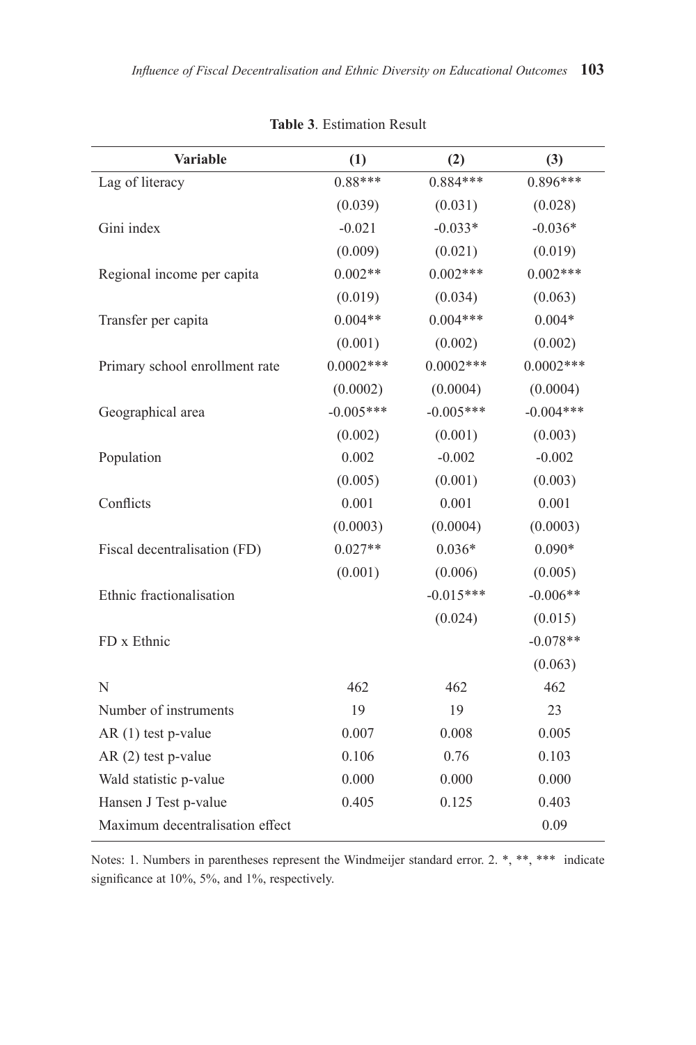**Table 3**. Estimation Result

| Variable | (1) | (2) | (3) |
|---|---|---|---|
| Lag of literacy | 0.88*** | 0.884*** | 0.896*** |
| | (0.039) | (0.031) | (0.028) |
| Gini index | -0.021 | -0.033* | -0.036* |
| | (0.009) | (0.021) | (0.019) |
| Regional income per capita | 0.002** | 0.002*** | 0.002*** |
| | (0.019) | (0.034) | (0.063) |
| Transfer per capita | 0.004** | 0.004*** | 0.004* |
| | (0.001) | (0.002) | (0.002) |
| Primary school enrollment rate | 0.0002*** | 0.0002*** | 0.0002*** |
| | (0.0002) | (0.0004) | (0.0004) |
| Geographical area | -0.005*** | -0.005*** | -0.004*** |
| | (0.002) | (0.001) | (0.003) |
| Population | 0.002 | -0.002 | -0.002 |
| | (0.005) | (0.001) | (0.003) |
| Conflicts | 0.001 | 0.001 | 0.001 |
| | (0.0003) | (0.0004) | (0.0003) |
| Fiscal decentralisation (FD) | 0.027** | 0.036* | 0.090* |
| | (0.001) | (0.006) | (0.005) |
| Ethnic fractionalisation | | -0.015*** | -0.006** |
| | | (0.024) | (0.015) |
| FD x Ethnic | | | -0.078** |
| | | | (0.063) |
| N | 462 | 462 | 462 |
| Number of instruments | 19 | 19 | 23 |
| AR (1) test p-value | 0.007 | 0.008 | 0.005 |
| AR (2) test p-value | 0.106 | 0.76 | 0.103 |
| Wald statistic p-value | 0.000 | 0.000 | 0.000 |
| Hansen J Test p-value | 0.405 | 0.125 | 0.403 |
| Maximum decentralisation effect | | | 0.09 |

Notes: 1. Numbers in parentheses represent the Windmeijer standard error. 2. *, **, *** indicate significance at 10%, 5%, and 1%, respectively.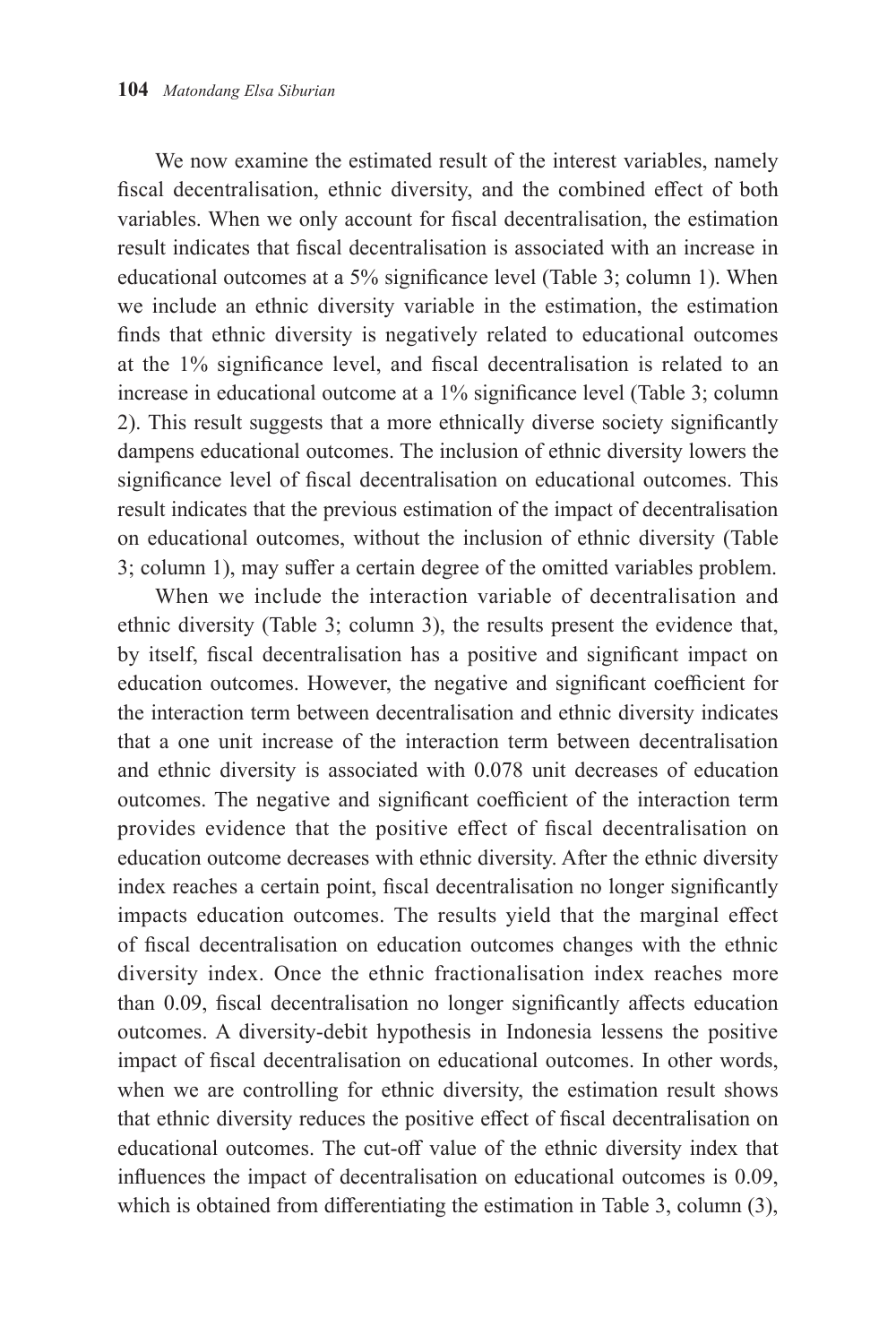We now examine the estimated result of the interest variables, namely fiscal decentralisation, ethnic diversity, and the combined effect of both variables. When we only account for fiscal decentralisation, the estimation result indicates that fiscal decentralisation is associated with an increase in educational outcomes at a 5% significance level (Table 3; column 1). When we include an ethnic diversity variable in the estimation, the estimation finds that ethnic diversity is negatively related to educational outcomes at the 1% significance level, and fiscal decentralisation is related to an increase in educational outcome at a 1% significance level (Table 3; column 2). This result suggests that a more ethnically diverse society significantly dampens educational outcomes. The inclusion of ethnic diversity lowers the significance level of fiscal decentralisation on educational outcomes. This result indicates that the previous estimation of the impact of decentralisation on educational outcomes, without the inclusion of ethnic diversity (Table 3; column 1), may suffer a certain degree of the omitted variables problem.

When we include the interaction variable of decentralisation and ethnic diversity (Table 3; column 3), the results present the evidence that, by itself, fiscal decentralisation has a positive and significant impact on education outcomes. However, the negative and significant coefficient for the interaction term between decentralisation and ethnic diversity indicates that a one unit increase of the interaction term between decentralisation and ethnic diversity is associated with 0.078 unit decreases of education outcomes. The negative and significant coefficient of the interaction term provides evidence that the positive effect of fiscal decentralisation on education outcome decreases with ethnic diversity. After the ethnic diversity index reaches a certain point, fiscal decentralisation no longer significantly impacts education outcomes. The results yield that the marginal effect of fiscal decentralisation on education outcomes changes with the ethnic diversity index. Once the ethnic fractionalisation index reaches more than 0.09, fiscal decentralisation no longer significantly affects education outcomes. A diversity-debit hypothesis in Indonesia lessens the positive impact of fiscal decentralisation on educational outcomes. In other words, when we are controlling for ethnic diversity, the estimation result shows that ethnic diversity reduces the positive effect of fiscal decentralisation on educational outcomes. The cut-off value of the ethnic diversity index that influences the impact of decentralisation on educational outcomes is 0.09, which is obtained from differentiating the estimation in Table 3, column (3),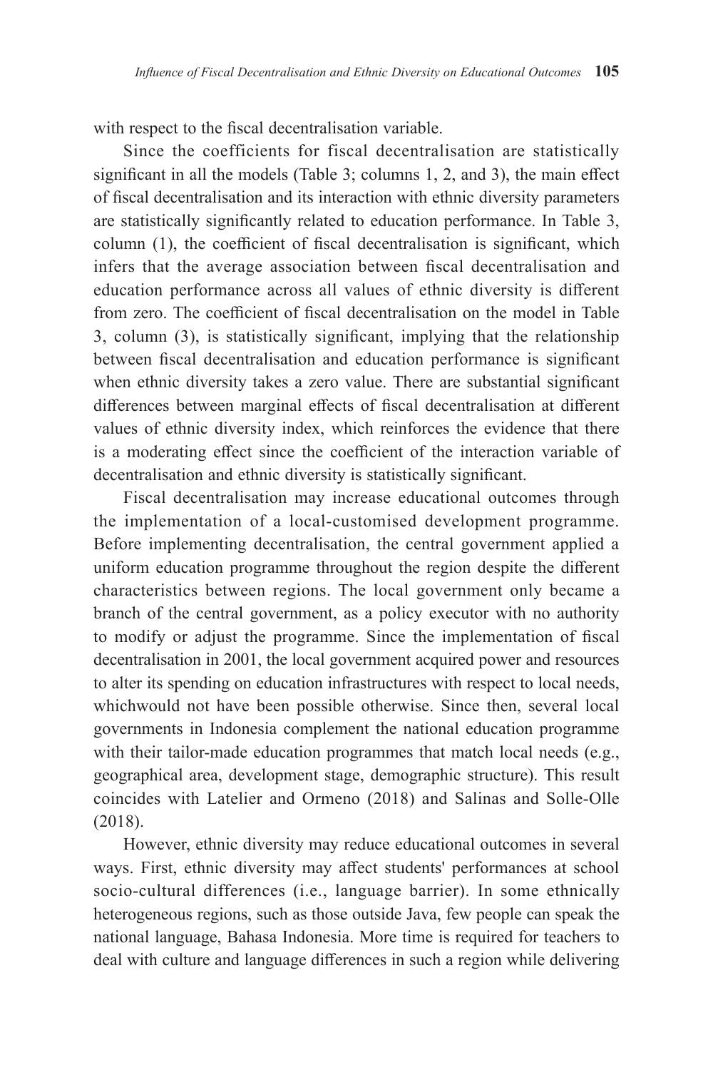with respect to the fiscal decentralisation variable.

Since the coefficients for fiscal decentralisation are statistically significant in all the models (Table 3; columns 1, 2, and 3), the main effect of fiscal decentralisation and its interaction with ethnic diversity parameters are statistically significantly related to education performance. In Table 3, column (1), the coefficient of fiscal decentralisation is significant, which infers that the average association between fiscal decentralisation and education performance across all values of ethnic diversity is different from zero. The coefficient of fiscal decentralisation on the model in Table 3, column (3), is statistically significant, implying that the relationship between fiscal decentralisation and education performance is significant when ethnic diversity takes a zero value. There are substantial significant differences between marginal effects of fiscal decentralisation at different values of ethnic diversity index, which reinforces the evidence that there is a moderating effect since the coefficient of the interaction variable of decentralisation and ethnic diversity is statistically significant.

Fiscal decentralisation may increase educational outcomes through the implementation of a local-customised development programme. Before implementing decentralisation, the central government applied a uniform education programme throughout the region despite the different characteristics between regions. The local government only became a branch of the central government, as a policy executor with no authority to modify or adjust the programme. Since the implementation of fiscal decentralisation in 2001, the local government acquired power and resources to alter its spending on education infrastructures with respect to local needs, whichwould not have been possible otherwise. Since then, several local governments in Indonesia complement the national education programme with their tailor-made education programmes that match local needs (e.g., geographical area, development stage, demographic structure). This result coincides with Latelier and Ormeno (2018) and Salinas and Solle-Olle (2018).

However, ethnic diversity may reduce educational outcomes in several ways. First, ethnic diversity may affect students' performances at school socio-cultural differences (i.e., language barrier). In some ethnically heterogeneous regions, such as those outside Java, few people can speak the national language, Bahasa Indonesia. More time is required for teachers to deal with culture and language differences in such a region while delivering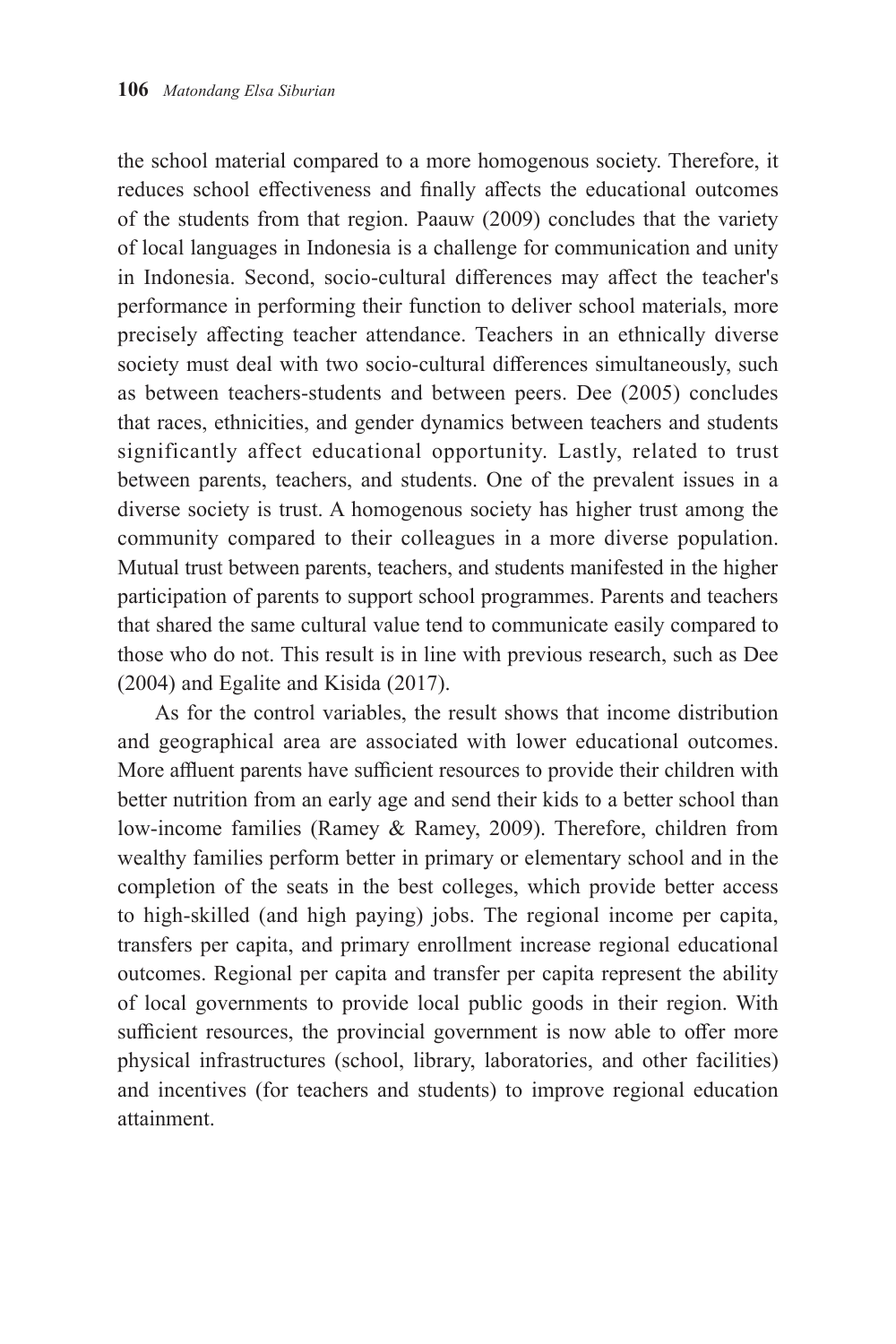the school material compared to a more homogenous society. Therefore, it reduces school effectiveness and finally affects the educational outcomes of the students from that region. Paauw (2009) concludes that the variety of local languages in Indonesia is a challenge for communication and unity in Indonesia. Second, socio-cultural differences may affect the teacher's performance in performing their function to deliver school materials, more precisely affecting teacher attendance. Teachers in an ethnically diverse society must deal with two socio-cultural differences simultaneously, such as between teachers-students and between peers. Dee (2005) concludes that races, ethnicities, and gender dynamics between teachers and students significantly affect educational opportunity. Lastly, related to trust between parents, teachers, and students. One of the prevalent issues in a diverse society is trust. A homogenous society has higher trust among the community compared to their colleagues in a more diverse population. Mutual trust between parents, teachers, and students manifested in the higher participation of parents to support school programmes. Parents and teachers that shared the same cultural value tend to communicate easily compared to those who do not. This result is in line with previous research, such as Dee (2004) and Egalite and Kisida (2017).

As for the control variables, the result shows that income distribution and geographical area are associated with lower educational outcomes. More affluent parents have sufficient resources to provide their children with better nutrition from an early age and send their kids to a better school than low-income families (Ramey & Ramey, 2009). Therefore, children from wealthy families perform better in primary or elementary school and in the completion of the seats in the best colleges, which provide better access to high-skilled (and high paying) jobs. The regional income per capita, transfers per capita, and primary enrollment increase regional educational outcomes. Regional per capita and transfer per capita represent the ability of local governments to provide local public goods in their region. With sufficient resources, the provincial government is now able to offer more physical infrastructures (school, library, laboratories, and other facilities) and incentives (for teachers and students) to improve regional education attainment.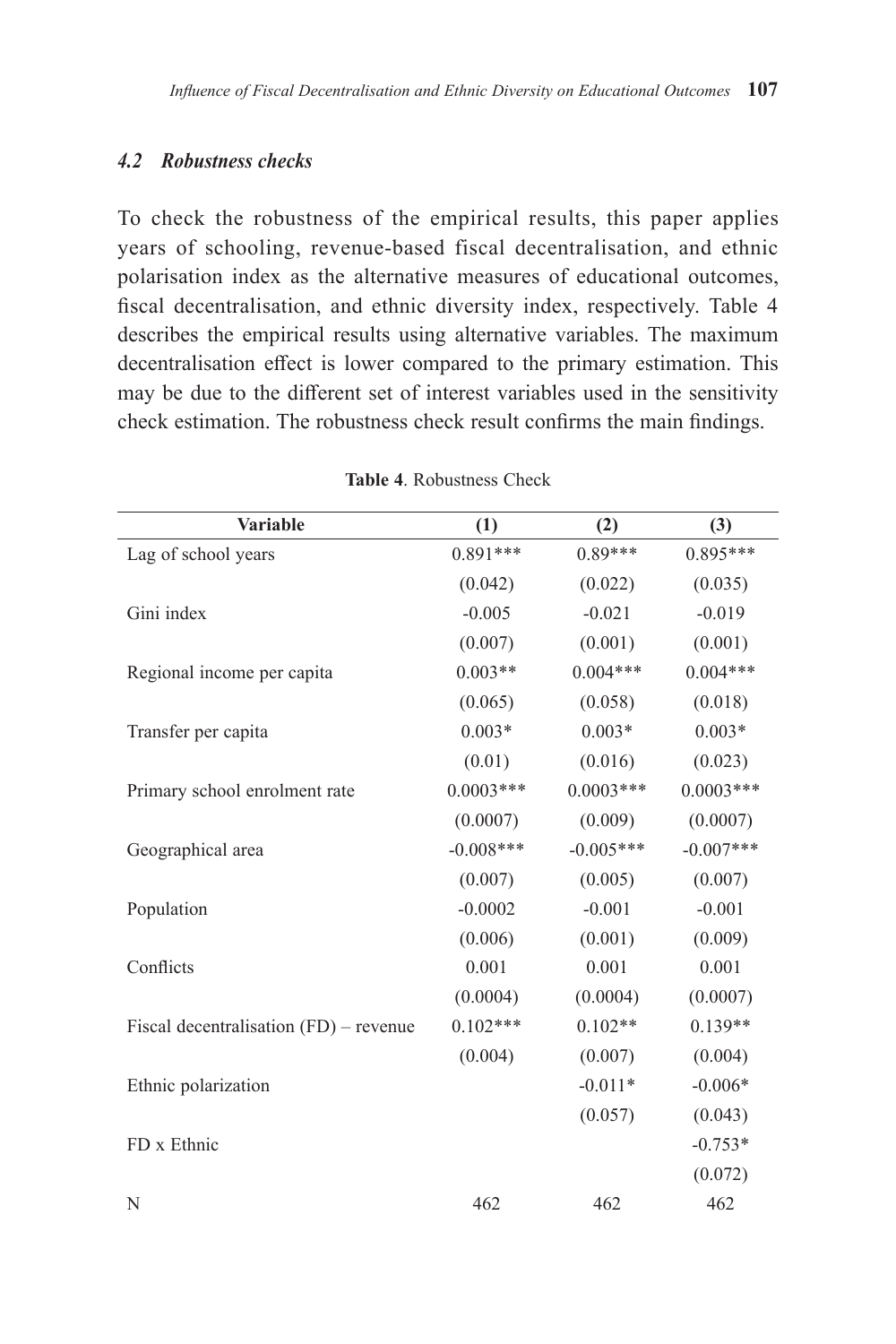### *4.2 Robustness checks*

To check the robustness of the empirical results, this paper applies years of schooling, revenue-based fiscal decentralisation, and ethnic polarisation index as the alternative measures of educational outcomes, fiscal decentralisation, and ethnic diversity index, respectively. Table 4 describes the empirical results using alternative variables. The maximum decentralisation effect is lower compared to the primary estimation. This may be due to the different set of interest variables used in the sensitivity check estimation. The robustness check result confirms the main findings.

**Table 4**. Robustness Check

| Variable | (1) | (2) | (3) |
|---|---|---|---|
| Lag of school years | 0.891*** | 0.89*** | 0.895*** |
| | (0.042) | (0.022) | (0.035) |
| Gini index | -0.005 | -0.021 | -0.019 |
| | (0.007) | (0.001) | (0.001) |
| Regional income per capita | 0.003** | 0.004*** | 0.004*** |
| | (0.065) | (0.058) | (0.018) |
| Transfer per capita | 0.003* | 0.003* | 0.003* |
| | (0.01) | (0.016) | (0.023) |
| Primary school enrolment rate | 0.0003*** | 0.0003*** | 0.0003*** |
| | (0.0007) | (0.009) | (0.0007) |
| Geographical area | -0.008*** | -0.005*** | -0.007*** |
| | (0.007) | (0.005) | (0.007) |
| Population | -0.0002 | -0.001 | -0.001 |
| | (0.006) | (0.001) | (0.009) |
| Conflicts | 0.001 | 0.001 | 0.001 |
| | (0.0004) | (0.0004) | (0.0007) |
| Fiscal decentralisation (FD) – revenue | 0.102*** | 0.102** | 0.139** |
| | (0.004) | (0.007) | (0.004) |
| Ethnic polarization | | -0.011* | -0.006* |
| | | (0.057) | (0.043) |
| FD x Ethnic | | | -0.753* |
| | | | (0.072) |
| N | 462 | 462 | 462 |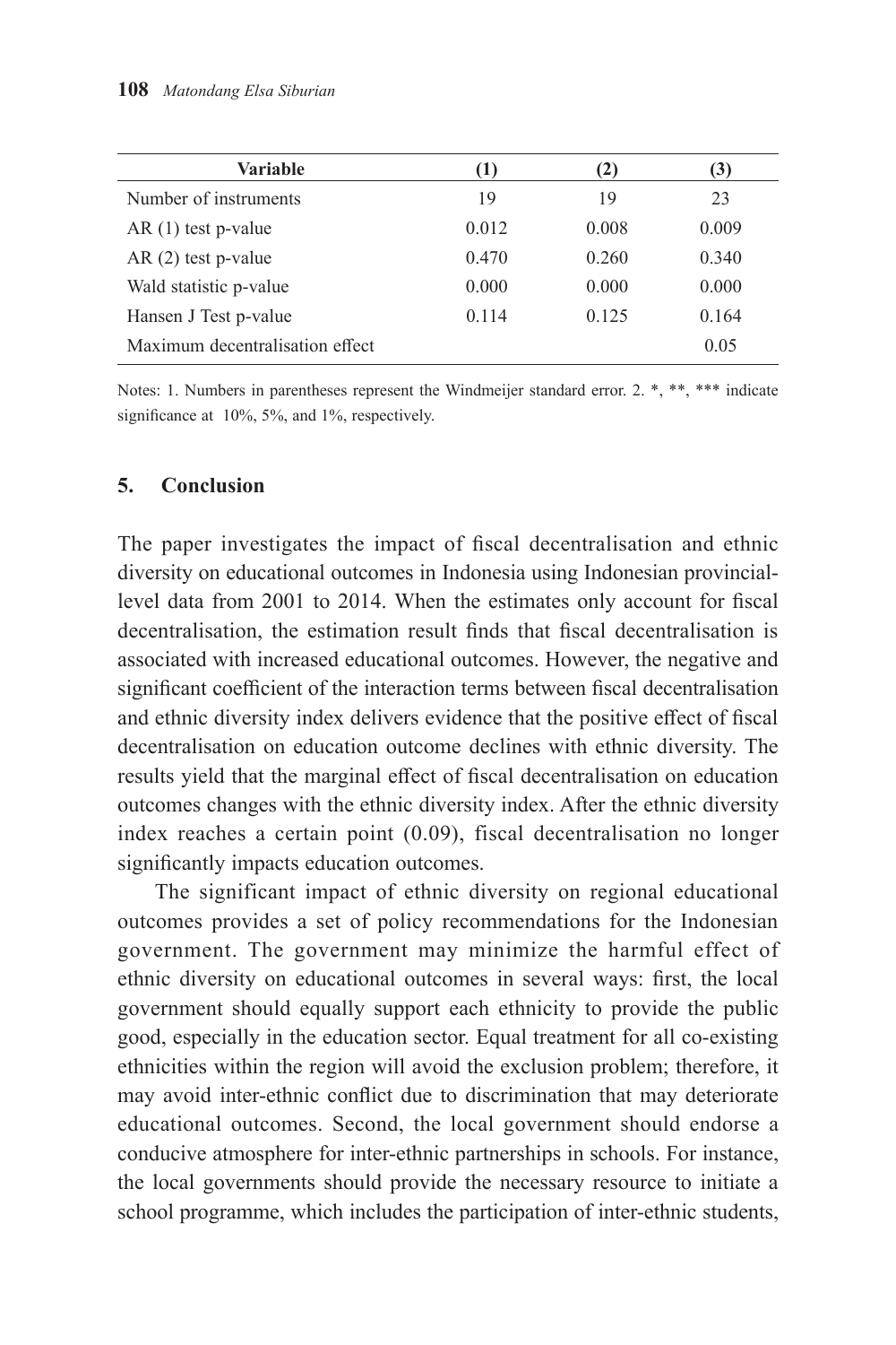| Variable | (1) | (2) | (3) |
|---|---|---|---|
| Number of instruments | 19 | 19 | 23 |
| AR (1) test p-value | 0.012 | 0.008 | 0.009 |
| AR (2) test p-value | 0.470 | 0.260 | 0.340 |
| Wald statistic p-value | 0.000 | 0.000 | 0.000 |
| Hansen J Test p-value | 0.114 | 0.125 | 0.164 |
| Maximum decentralisation effect | | | 0.05 |

Notes: 1. Numbers in parentheses represent the Windmeijer standard error. 2. *, **, *** indicate significance at 10%, 5%, and 1%, respectively.

## 5. Conclusion

The paper investigates the impact of fiscal decentralisation and ethnic diversity on educational outcomes in Indonesia using Indonesian provincial-level data from 2001 to 2014. When the estimates only account for fiscal decentralisation, the estimation result finds that fiscal decentralisation is associated with increased educational outcomes. However, the negative and significant coefficient of the interaction terms between fiscal decentralisation and ethnic diversity index delivers evidence that the positive effect of fiscal decentralisation on education outcome declines with ethnic diversity. The results yield that the marginal effect of fiscal decentralisation on education outcomes changes with the ethnic diversity index. After the ethnic diversity index reaches a certain point (0.09), fiscal decentralisation no longer significantly impacts education outcomes.

The significant impact of ethnic diversity on regional educational outcomes provides a set of policy recommendations for the Indonesian government. The government may minimize the harmful effect of ethnic diversity on educational outcomes in several ways: first, the local government should equally support each ethnicity to provide the public good, especially in the education sector. Equal treatment for all co-existing ethnicities within the region will avoid the exclusion problem; therefore, it may avoid inter-ethnic conflict due to discrimination that may deteriorate educational outcomes. Second, the local government should endorse a conducive atmosphere for inter-ethnic partnerships in schools. For instance, the local governments should provide the necessary resource to initiate a school programme, which includes the participation of inter-ethnic students,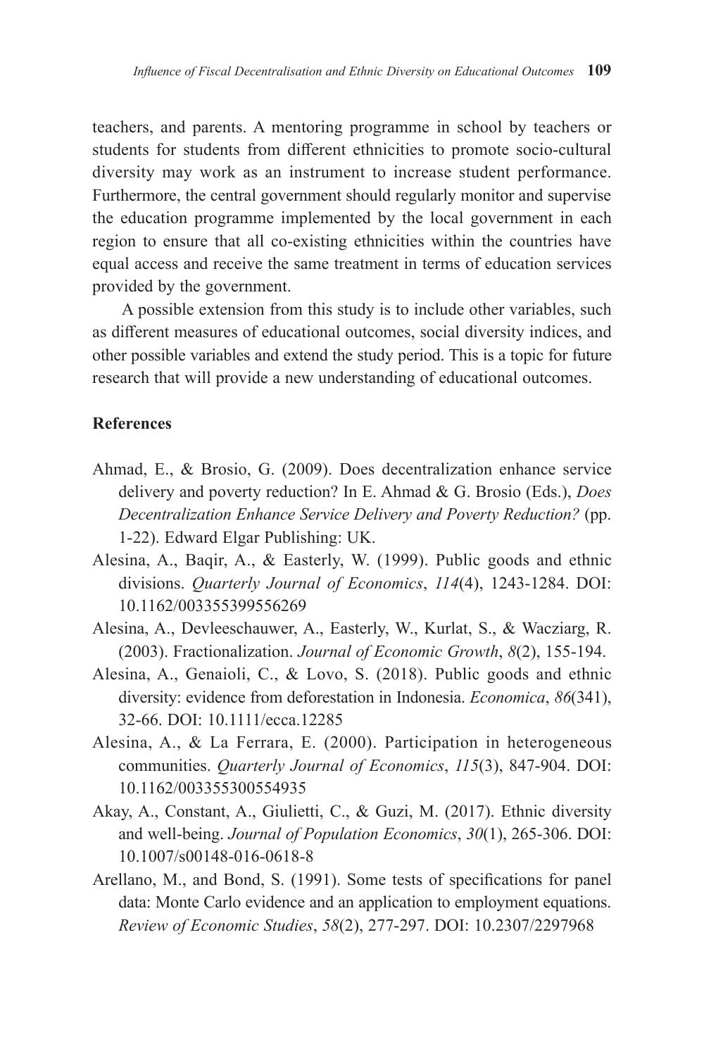teachers, and parents. A mentoring programme in school by teachers or students for students from different ethnicities to promote socio-cultural diversity may work as an instrument to increase student performance. Furthermore, the central government should regularly monitor and supervise the education programme implemented by the local government in each region to ensure that all co-existing ethnicities within the countries have equal access and receive the same treatment in terms of education services provided by the government.

A possible extension from this study is to include other variables, such as different measures of educational outcomes, social diversity indices, and other possible variables and extend the study period. This is a topic for future research that will provide a new understanding of educational outcomes.

## References

Ahmad, E., & Brosio, G. (2009). Does decentralization enhance service delivery and poverty reduction? In E. Ahmad & G. Brosio (Eds.), *Does Decentralization Enhance Service Delivery and Poverty Reduction?* (pp. 1-22). Edward Elgar Publishing: UK.

Alesina, A., Baqir, A., & Easterly, W. (1999). Public goods and ethnic divisions. *Quarterly Journal of Economics*, *114*(4), 1243-1284. DOI: 10.1162/003355399556269

Alesina, A., Devleeschauwer, A., Easterly, W., Kurlat, S., & Wacziarg, R. (2003). Fractionalization. *Journal of Economic Growth*, *8*(2), 155-194.

Alesina, A., Genaioli, C., & Lovo, S. (2018). Public goods and ethnic diversity: evidence from deforestation in Indonesia. *Economica*, *86*(341), 32-66. DOI: 10.1111/ecca.12285

Alesina, A., & La Ferrara, E. (2000). Participation in heterogeneous communities. *Quarterly Journal of Economics*, *115*(3), 847-904. DOI: 10.1162/003355300554935

Akay, A., Constant, A., Giulietti, C., & Guzi, M. (2017). Ethnic diversity and well-being. *Journal of Population Economics*, *30*(1), 265-306. DOI: 10.1007/s00148-016-0618-8

Arellano, M., and Bond, S. (1991). Some tests of specifications for panel data: Monte Carlo evidence and an application to employment equations. *Review of Economic Studies*, *58*(2), 277-297. DOI: 10.2307/2297968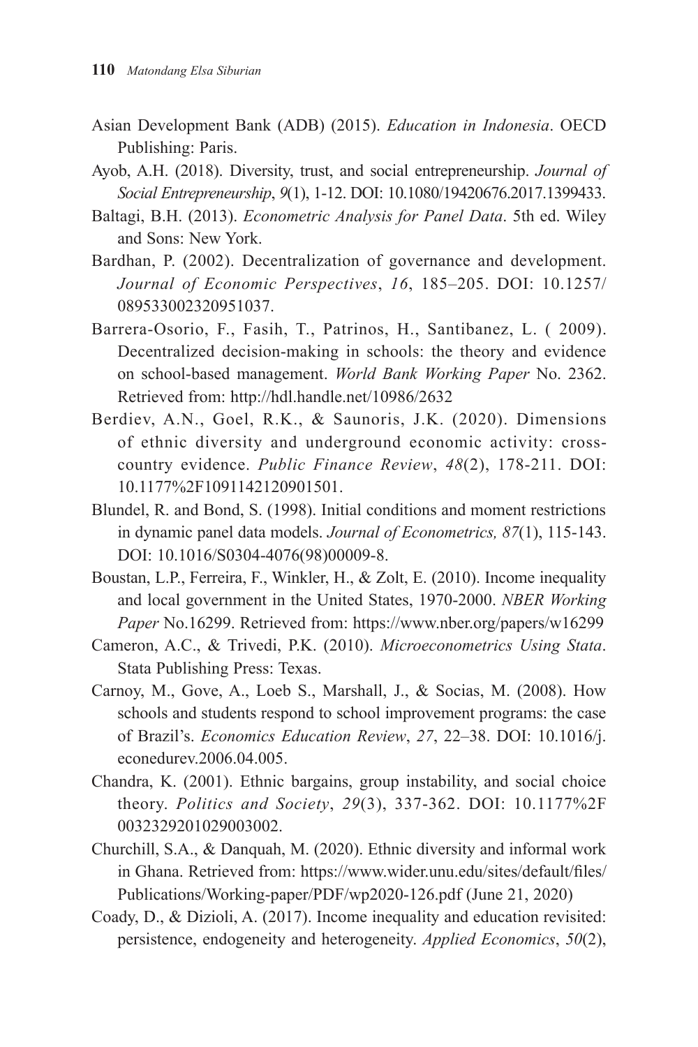Asian Development Bank (ADB) (2015). *Education in Indonesia*. OECD Publishing: Paris.

Ayob, A.H. (2018). Diversity, trust, and social entrepreneurship. *Journal of Social Entrepreneurship*, *9*(1), 1-12. DOI: 10.1080/19420676.2017.1399433.

Baltagi, B.H. (2013). *Econometric Analysis for Panel Data*. 5th ed. Wiley and Sons: New York.

Bardhan, P. (2002). Decentralization of governance and development. *Journal of Economic Perspectives*, *16*, 185–205. DOI: 10.1257/089533002320951037.

Barrera-Osorio, F., Fasih, T., Patrinos, H., Santibanez, L. ( 2009). Decentralized decision-making in schools: the theory and evidence on school-based management. *World Bank Working Paper* No. 2362. Retrieved from: http://hdl.handle.net/10986/2632

Berdiev, A.N., Goel, R.K., & Saunoris, J.K. (2020). Dimensions of ethnic diversity and underground economic activity: cross-country evidence. *Public Finance Review*, *48*(2), 178-211. DOI: 10.1177%2F1091142120901501.

Blundel, R. and Bond, S. (1998). Initial conditions and moment restrictions in dynamic panel data models. *Journal of Econometrics, 87*(1), 115-143. DOI: 10.1016/S0304-4076(98)00009-8.

Boustan, L.P., Ferreira, F., Winkler, H., & Zolt, E. (2010). Income inequality and local government in the United States, 1970-2000. *NBER Working Paper* No.16299. Retrieved from: https://www.nber.org/papers/w16299

Cameron, A.C., & Trivedi, P.K. (2010). *Microeconometrics Using Stata*. Stata Publishing Press: Texas.

Carnoy, M., Gove, A., Loeb S., Marshall, J., & Socias, M. (2008). How schools and students respond to school improvement programs: the case of Brazil's. *Economics Education Review*, *27*, 22–38. DOI: 10.1016/j.econedurev.2006.04.005.

Chandra, K. (2001). Ethnic bargains, group instability, and social choice theory. *Politics and Society*, *29*(3), 337-362. DOI: 10.1177%2F0032329201029003002.

Churchill, S.A., & Danquah, M. (2020). Ethnic diversity and informal work in Ghana. Retrieved from: https://www.wider.unu.edu/sites/default/files/Publications/Working-paper/PDF/wp2020-126.pdf (June 21, 2020)

Coady, D., & Dizioli, A. (2017). Income inequality and education revisited: persistence, endogeneity and heterogeneity. *Applied Economics*, *50*(2),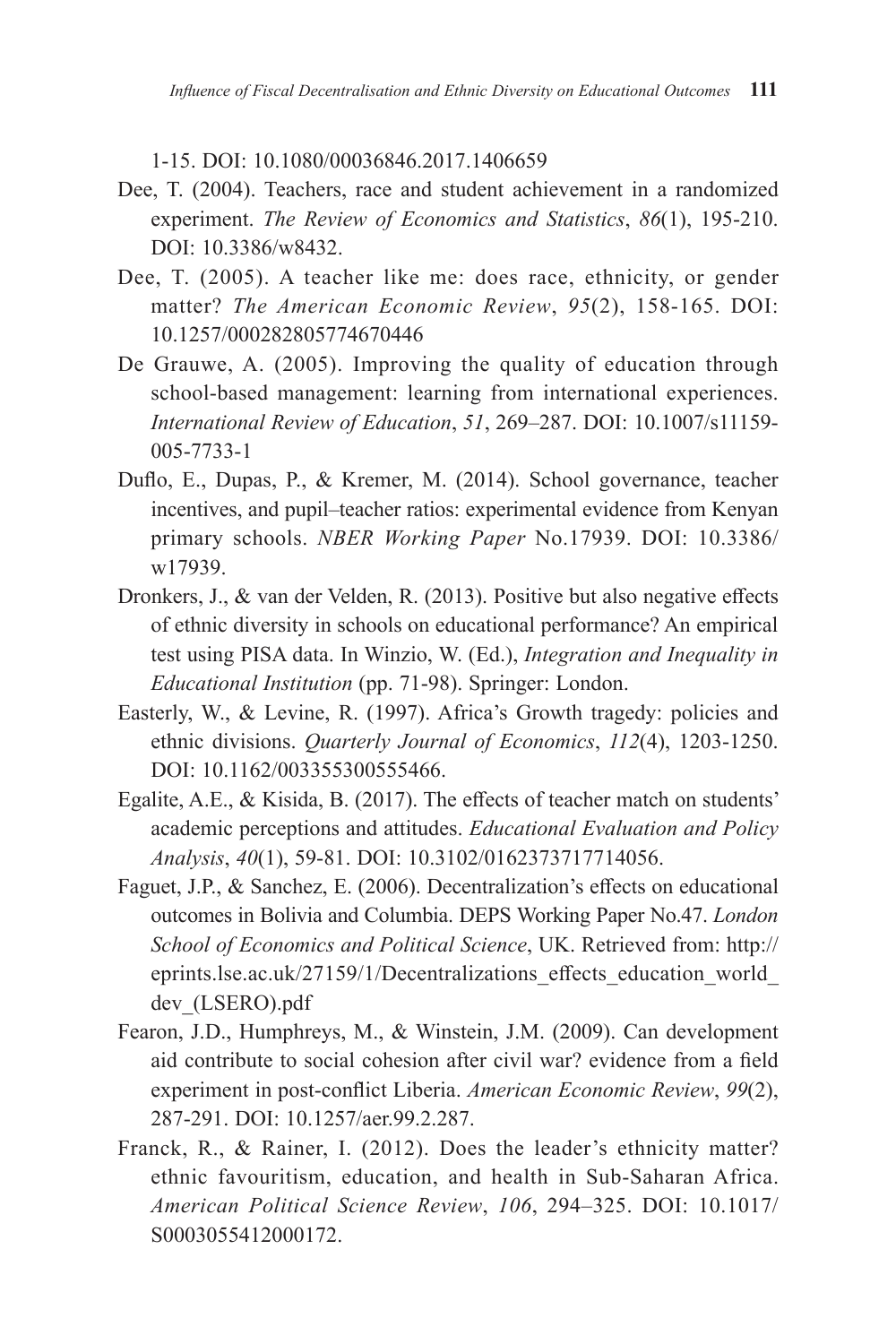1-15. DOI: 10.1080/00036846.2017.1406659

Dee, T. (2004). Teachers, race and student achievement in a randomized experiment. *The Review of Economics and Statistics*, *86*(1), 195-210. DOI: 10.3386/w8432.

Dee, T. (2005). A teacher like me: does race, ethnicity, or gender matter? *The American Economic Review*, *95*(2), 158-165. DOI: 10.1257/000282805774670446

De Grauwe, A. (2005). Improving the quality of education through school-based management: learning from international experiences. *International Review of Education*, *51*, 269–287. DOI: 10.1007/s11159-005-7733-1

Duflo, E., Dupas, P., & Kremer, M. (2014). School governance, teacher incentives, and pupil–teacher ratios: experimental evidence from Kenyan primary schools. *NBER Working Paper* No.17939. DOI: 10.3386/w17939.

Dronkers, J., & van der Velden, R. (2013). Positive but also negative effects of ethnic diversity in schools on educational performance? An empirical test using PISA data. In Winzio, W. (Ed.), *Integration and Inequality in Educational Institution* (pp. 71-98). Springer: London.

Easterly, W., & Levine, R. (1997). Africa's Growth tragedy: policies and ethnic divisions. *Quarterly Journal of Economics*, *112*(4), 1203-1250. DOI: 10.1162/003355300555466.

Egalite, A.E., & Kisida, B. (2017). The effects of teacher match on students' academic perceptions and attitudes. *Educational Evaluation and Policy Analysis*, *40*(1), 59-81. DOI: 10.3102/0162373717714056.

Faguet, J.P., & Sanchez, E. (2006). Decentralization's effects on educational outcomes in Bolivia and Columbia. DEPS Working Paper No.47. *London School of Economics and Political Science*, UK. Retrieved from: http://eprints.lse.ac.uk/27159/1/Decentralizations_effects_education_world_dev_(LSERO).pdf

Fearon, J.D., Humphreys, M., & Winstein, J.M. (2009). Can development aid contribute to social cohesion after civil war? evidence from a field experiment in post-conflict Liberia. *American Economic Review*, *99*(2), 287-291. DOI: 10.1257/aer.99.2.287.

Franck, R., & Rainer, I. (2012). Does the leader's ethnicity matter? ethnic favouritism, education, and health in Sub-Saharan Africa. *American Political Science Review*, *106*, 294–325. DOI: 10.1017/S0003055412000172.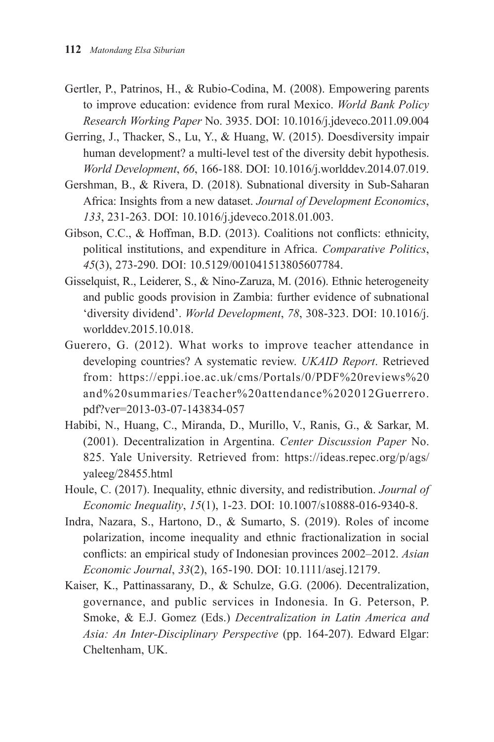Gertler, P., Patrinos, H., & Rubio-Codina, M. (2008). Empowering parents to improve education: evidence from rural Mexico. *World Bank Policy Research Working Paper* No. 3935. DOI: 10.1016/j.jdeveco.2011.09.004

Gerring, J., Thacker, S., Lu, Y., & Huang, W. (2015). Doesdiversity impair human development? a multi-level test of the diversity debit hypothesis. *World Development*, *66*, 166-188. DOI: 10.1016/j.worlddev.2014.07.019.

Gershman, B., & Rivera, D. (2018). Subnational diversity in Sub-Saharan Africa: Insights from a new dataset. *Journal of Development Economics*, *133*, 231-263. DOI: 10.1016/j.jdeveco.2018.01.003.

Gibson, C.C., & Hoffman, B.D. (2013). Coalitions not conflicts: ethnicity, political institutions, and expenditure in Africa. *Comparative Politics*, *45*(3), 273-290. DOI: 10.5129/001041513805607784.

Gisselquist, R., Leiderer, S., & Nino-Zaruza, M. (2016). Ethnic heterogeneity and public goods provision in Zambia: further evidence of subnational 'diversity dividend'. *World Development*, *78*, 308-323. DOI: 10.1016/j.worlddev.2015.10.018.

Guerero, G. (2012). What works to improve teacher attendance in developing countries? A systematic review. *UKAID Report*. Retrieved from: https://eppi.ioe.ac.uk/cms/Portals/0/PDF%20reviews%20and%20summaries/Teacher%20attendance%202012Guerrero.pdf?ver=2013-03-07-143834-057

Habibi, N., Huang, C., Miranda, D., Murillo, V., Ranis, G., & Sarkar, M. (2001). Decentralization in Argentina. *Center Discussion Paper* No. 825. Yale University. Retrieved from: https://ideas.repec.org/p/ags/yaleeg/28455.html

Houle, C. (2017). Inequality, ethnic diversity, and redistribution. *Journal of Economic Inequality*, *15*(1), 1-23. DOI: 10.1007/s10888-016-9340-8.

Indra, Nazara, S., Hartono, D., & Sumarto, S. (2019). Roles of income polarization, income inequality and ethnic fractionalization in social conflicts: an empirical study of Indonesian provinces 2002–2012. *Asian Economic Journal*, *33*(2), 165-190. DOI: 10.1111/asej.12179.

Kaiser, K., Pattinassarany, D., & Schulze, G.G. (2006). Decentralization, governance, and public services in Indonesia. In G. Peterson, P. Smoke, & E.J. Gomez (Eds.) *Decentralization in Latin America and Asia: An Inter-Disciplinary Perspective* (pp. 164-207). Edward Elgar: Cheltenham, UK.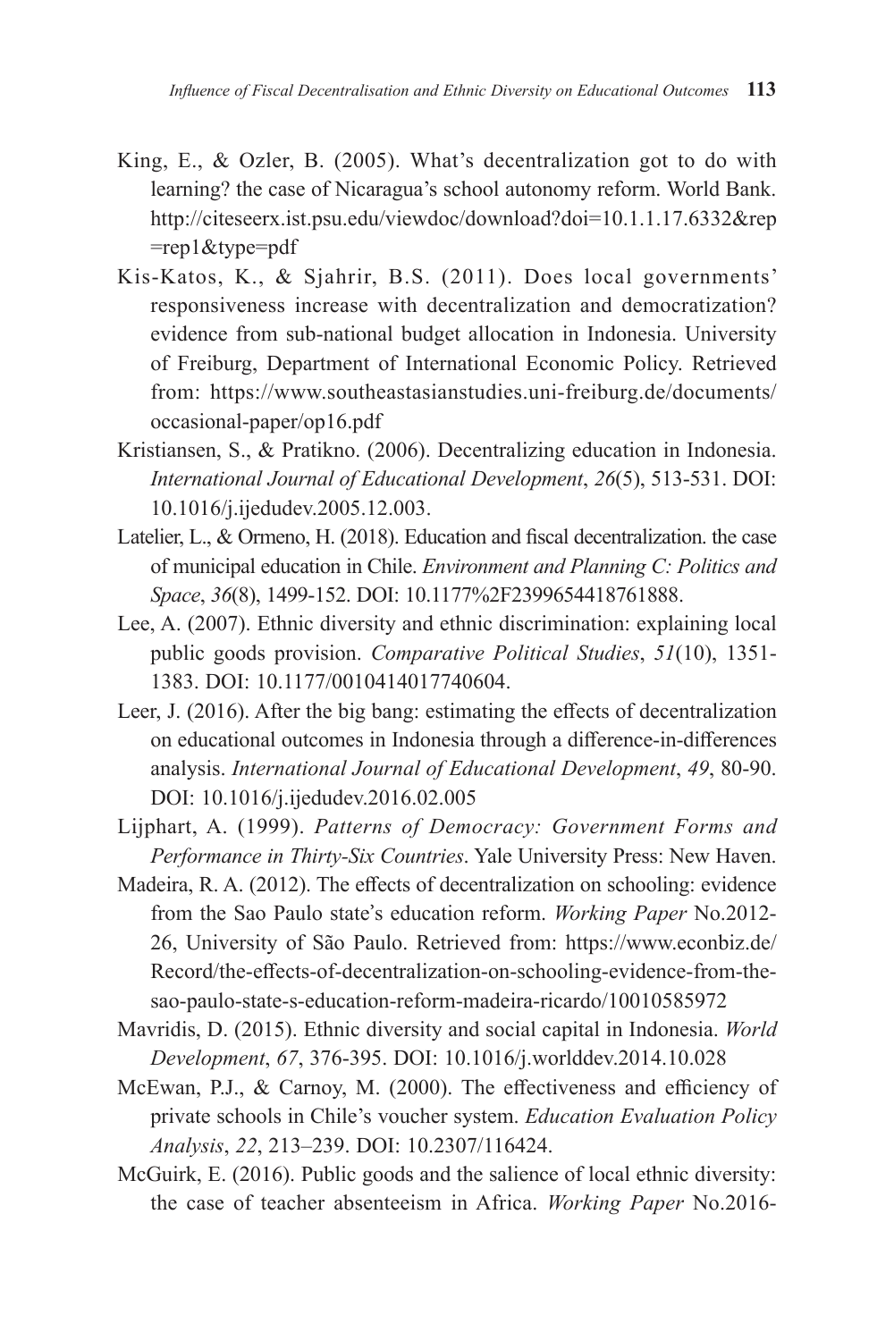King, E., & Ozler, B. (2005). What's decentralization got to do with learning? the case of Nicaragua's school autonomy reform. World Bank. http://citeseerx.ist.psu.edu/viewdoc/download?doi=10.1.1.17.6332&rep=rep1&type=pdf

Kis-Katos, K., & Sjahrir, B.S. (2011). Does local governments' responsiveness increase with decentralization and democratization? evidence from sub-national budget allocation in Indonesia. University of Freiburg, Department of International Economic Policy. Retrieved from: https://www.southeastasianstudies.uni-freiburg.de/documents/occasional-paper/op16.pdf

Kristiansen, S., & Pratikno. (2006). Decentralizing education in Indonesia. *International Journal of Educational Development*, *26*(5), 513-531. DOI: 10.1016/j.ijedudev.2005.12.003.

Latelier, L., & Ormeno, H. (2018). Education and fiscal decentralization. the case of municipal education in Chile. *Environment and Planning C: Politics and Space*, *36*(8), 1499-152. DOI: 10.1177%2F2399654418761888.

Lee, A. (2007). Ethnic diversity and ethnic discrimination: explaining local public goods provision. *Comparative Political Studies*, *51*(10), 1351-1383. DOI: 10.1177/0010414017740604.

Leer, J. (2016). After the big bang: estimating the effects of decentralization on educational outcomes in Indonesia through a difference-in-differences analysis. *International Journal of Educational Development*, *49*, 80-90. DOI: 10.1016/j.ijedudev.2016.02.005

Lijphart, A. (1999). *Patterns of Democracy: Government Forms and Performance in Thirty-Six Countries*. Yale University Press: New Haven.

Madeira, R. A. (2012). The effects of decentralization on schooling: evidence from the Sao Paulo state's education reform. *Working Paper* No.2012-26, University of São Paulo. Retrieved from: https://www.econbiz.de/Record/the-effects-of-decentralization-on-schooling-evidence-from-the-sao-paulo-state-s-education-reform-madeira-ricardo/10010585972

Mavridis, D. (2015). Ethnic diversity and social capital in Indonesia. *World Development*, *67*, 376-395. DOI: 10.1016/j.worlddev.2014.10.028

McEwan, P.J., & Carnoy, M. (2000). The effectiveness and efficiency of private schools in Chile's voucher system. *Education Evaluation Policy Analysis*, *22*, 213–239. DOI: 10.2307/116424.

McGuirk, E. (2016). Public goods and the salience of local ethnic diversity: the case of teacher absenteeism in Africa. *Working Paper* No.2016-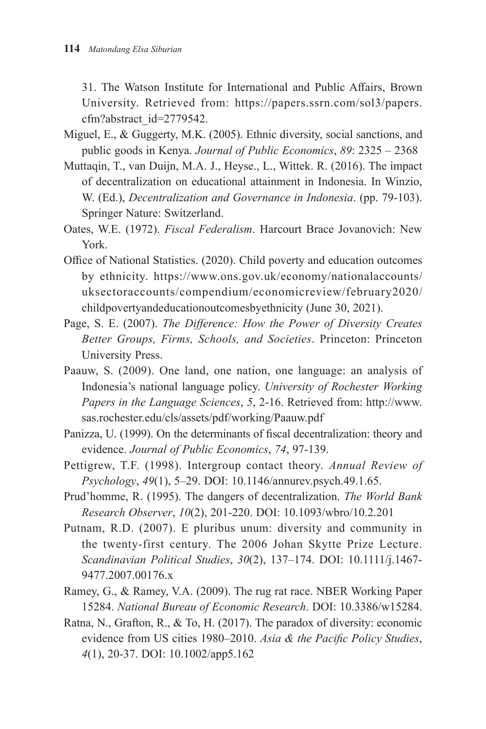31. The Watson Institute for International and Public Affairs, Brown University. Retrieved from: https://papers.ssrn.com/sol3/papers.cfm?abstract_id=2779542.

Miguel, E., & Guggerty, M.K. (2005). Ethnic diversity, social sanctions, and public goods in Kenya. *Journal of Public Economics*, *89*: 2325 – 2368

Muttaqin, T., van Duijn, M.A. J., Heyse., L., Wittek. R. (2016). The impact of decentralization on educational attainment in Indonesia. In Winzio, W. (Ed.), *Decentralization and Governance in Indonesia*. (pp. 79-103). Springer Nature: Switzerland.

Oates, W.E. (1972). *Fiscal Federalism*. Harcourt Brace Jovanovich: New York.

Office of National Statistics. (2020). Child poverty and education outcomes by ethnicity. https://www.ons.gov.uk/economy/nationalaccounts/uksectoraccounts/compendium/economicreview/february2020/childpovertyandeducationoutcomesbyethnicity (June 30, 2021).

Page, S. E. (2007). *The Difference: How the Power of Diversity Creates Better Groups, Firms, Schools, and Societies*. Princeton: Princeton University Press.

Paauw, S. (2009). One land, one nation, one language: an analysis of Indonesia's national language policy. *University of Rochester Working Papers in the Language Sciences*, *5*, 2-16. Retrieved from: http://www.sas.rochester.edu/cls/assets/pdf/working/Paauw.pdf

Panizza, U. (1999). On the determinants of fiscal decentralization: theory and evidence. *Journal of Public Economics*, *74*, 97-139.

Pettigrew, T.F. (1998). Intergroup contact theory. *Annual Review of Psychology*, *49*(1), 5–29. DOI: 10.1146/annurev.psych.49.1.65.

Prud'homme, R. (1995). The dangers of decentralization. *The World Bank Research Observer*, *10*(2), 201-220. DOI: 10.1093/wbro/10.2.201

Putnam, R.D. (2007). E pluribus unum: diversity and community in the twenty-first century. The 2006 Johan Skytte Prize Lecture. *Scandinavian Political Studies*, *30*(2), 137–174. DOI: 10.1111/j.1467-9477.2007.00176.x

Ramey, G., & Ramey, V.A. (2009). The rug rat race. NBER Working Paper 15284. *National Bureau of Economic Research*. DOI: 10.3386/w15284.

Ratna, N., Grafton, R., & To, H. (2017). The paradox of diversity: economic evidence from US cities 1980–2010. *Asia & the Pacific Policy Studies*, *4*(1), 20-37. DOI: 10.1002/app5.162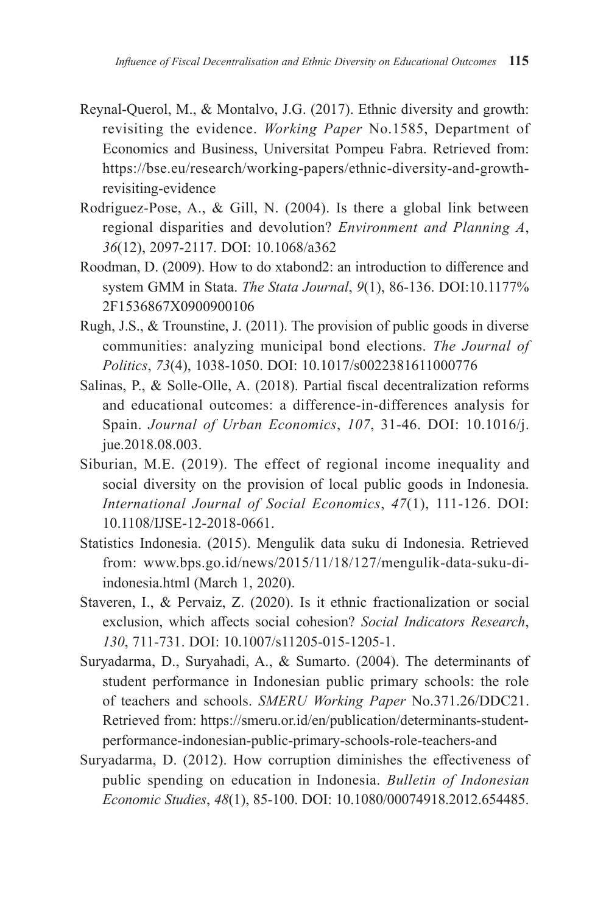Reynal-Querol, M., & Montalvo, J.G. (2017). Ethnic diversity and growth: revisiting the evidence. *Working Paper* No.1585, Department of Economics and Business, Universitat Pompeu Fabra. Retrieved from: https://bse.eu/research/working-papers/ethnic-diversity-and-growth-revisiting-evidence

Rodriguez-Pose, A., & Gill, N. (2004). Is there a global link between regional disparities and devolution? *Environment and Planning A*, *36*(12), 2097-2117. DOI: 10.1068/a362

Roodman, D. (2009). How to do xtabond2: an introduction to difference and system GMM in Stata. *The Stata Journal*, *9*(1), 86-136. DOI:10.1177%2F1536867X0900900106

Rugh, J.S., & Trounstine, J. (2011). The provision of public goods in diverse communities: analyzing municipal bond elections. *The Journal of Politics*, *73*(4), 1038-1050. DOI: 10.1017/s0022381611000776

Salinas, P., & Solle-Olle, A. (2018). Partial fiscal decentralization reforms and educational outcomes: a difference-in-differences analysis for Spain. *Journal of Urban Economics*, *107*, 31-46. DOI: 10.1016/j.jue.2018.08.003.

Siburian, M.E. (2019). The effect of regional income inequality and social diversity on the provision of local public goods in Indonesia. *International Journal of Social Economics*, *47*(1), 111-126. DOI: 10.1108/IJSE-12-2018-0661.

Statistics Indonesia. (2015). Mengulik data suku di Indonesia. Retrieved from: www.bps.go.id/news/2015/11/18/127/mengulik-data-suku-di-indonesia.html (March 1, 2020).

Staveren, I., & Pervaiz, Z. (2020). Is it ethnic fractionalization or social exclusion, which affects social cohesion? *Social Indicators Research*, *130*, 711-731. DOI: 10.1007/s11205-015-1205-1.

Suryadarma, D., Suryahadi, A., & Sumarto. (2004). The determinants of student performance in Indonesian public primary schools: the role of teachers and schools. *SMERU Working Paper* No.371.26/DDC21. Retrieved from: https://smeru.or.id/en/publication/determinants-student-performance-indonesian-public-primary-schools-role-teachers-and

Suryadarma, D. (2012). How corruption diminishes the effectiveness of public spending on education in Indonesia. *Bulletin of Indonesian Economic Studies*, *48*(1), 85-100. DOI: 10.1080/00074918.2012.654485.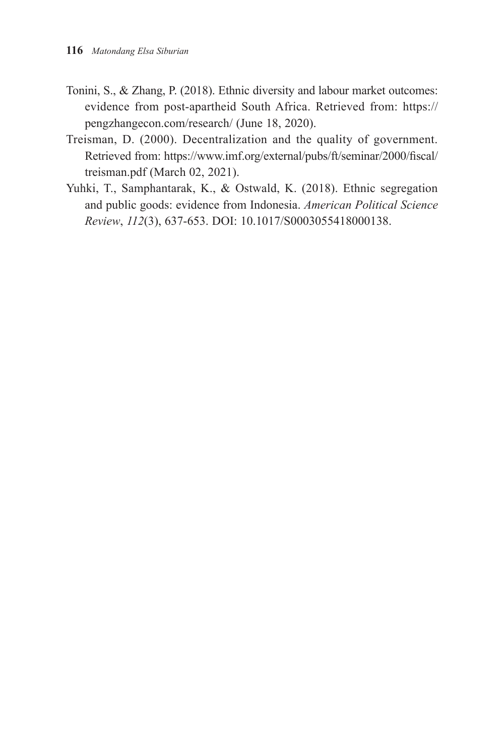Tonini, S., & Zhang, P. (2018). Ethnic diversity and labour market outcomes: evidence from post-apartheid South Africa. Retrieved from: https://pengzhangecon.com/research/ (June 18, 2020).

Treisman, D. (2000). Decentralization and the quality of government. Retrieved from: https://www.imf.org/external/pubs/ft/seminar/2000/fiscal/treisman.pdf (March 02, 2021).

Yuhki, T., Samphantarak, K., & Ostwald, K. (2018). Ethnic segregation and public goods: evidence from Indonesia. *American Political Science Review*, *112*(3), 637-653. DOI: 10.1017/S0003055418000138.